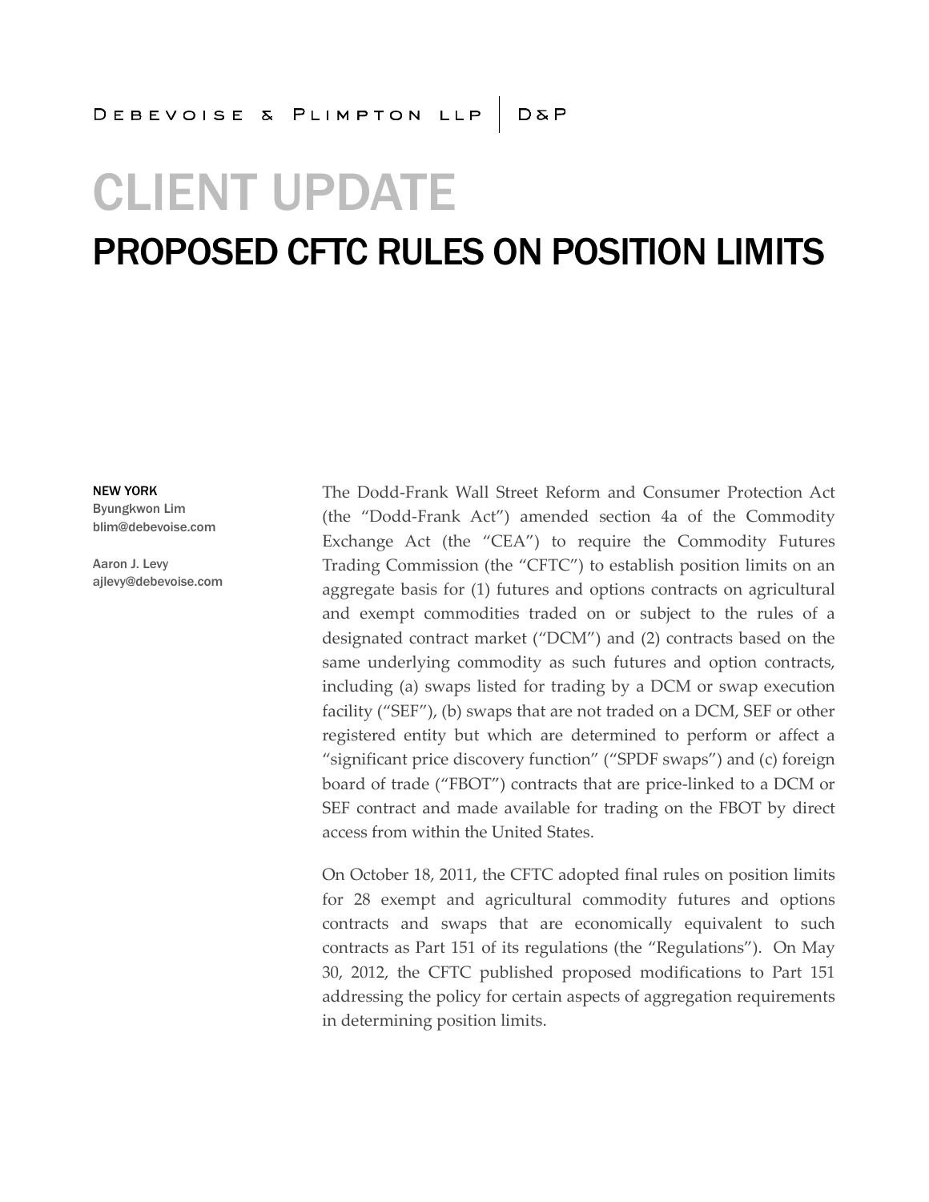DEBEVOISE & PLIMPTON LLP | D&P

# CLIENT UPDATE

## PROPOSED CFTC RULES ON POSITION LIMITS

**NEW YORK**
Byungkwon Lim
blim@debevoise.com

Aaron J. Levy
ajlevy@debevoise.com

The Dodd-Frank Wall Street Reform and Consumer Protection Act (the "Dodd-Frank Act") amended section 4a of the Commodity Exchange Act (the "CEA") to require the Commodity Futures Trading Commission (the "CFTC") to establish position limits on an aggregate basis for (1) futures and options contracts on agricultural and exempt commodities traded on or subject to the rules of a designated contract market ("DCM") and (2) contracts based on the same underlying commodity as such futures and option contracts, including (a) swaps listed for trading by a DCM or swap execution facility ("SEF"), (b) swaps that are not traded on a DCM, SEF or other registered entity but which are determined to perform or affect a "significant price discovery function" ("SPDF swaps") and (c) foreign board of trade ("FBOT") contracts that are price-linked to a DCM or SEF contract and made available for trading on the FBOT by direct access from within the United States.

On October 18, 2011, the CFTC adopted final rules on position limits for 28 exempt and agricultural commodity futures and options contracts and swaps that are economically equivalent to such contracts as Part 151 of its regulations (the "Regulations"). On May 30, 2012, the CFTC published proposed modifications to Part 151 addressing the policy for certain aspects of aggregation requirements in determining position limits.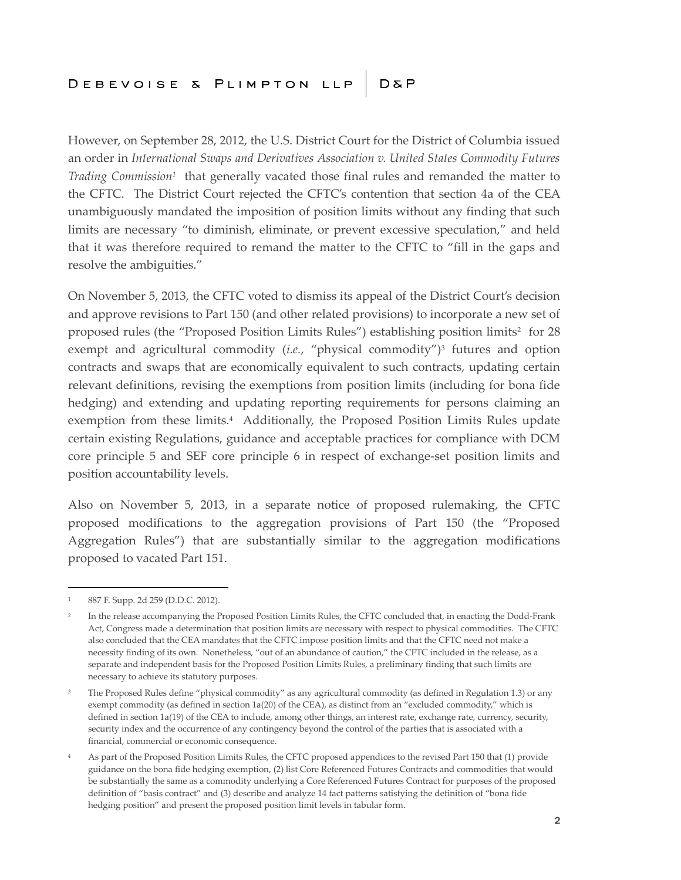However, on September 28, 2012, the U.S. District Court for the District of Columbia issued an order in *International Swaps and Derivatives Association v. United States Commodity Futures Trading Commission*[1] that generally vacated those final rules and remanded the matter to the CFTC. The District Court rejected the CFTC's contention that section 4a of the CEA unambiguously mandated the imposition of position limits without any finding that such limits are necessary "to diminish, eliminate, or prevent excessive speculation," and held that it was therefore required to remand the matter to the CFTC to "fill in the gaps and resolve the ambiguities."

On November 5, 2013, the CFTC voted to dismiss its appeal of the District Court's decision and approve revisions to Part 150 (and other related provisions) to incorporate a new set of proposed rules (the "Proposed Position Limits Rules") establishing position limits[2] for 28 exempt and agricultural commodity (*i.e.*, "physical commodity")[3] futures and option contracts and swaps that are economically equivalent to such contracts, updating certain relevant definitions, revising the exemptions from position limits (including for bona fide hedging) and extending and updating reporting requirements for persons claiming an exemption from these limits.[4] Additionally, the Proposed Position Limits Rules update certain existing Regulations, guidance and acceptable practices for compliance with DCM core principle 5 and SEF core principle 6 in respect of exchange-set position limits and position accountability levels.

Also on November 5, 2013, in a separate notice of proposed rulemaking, the CFTC proposed modifications to the aggregation provisions of Part 150 (the "Proposed Aggregation Rules") that are substantially similar to the aggregation modifications proposed to vacated Part 151.

---

[1] 887 F. Supp. 2d 259 (D.D.C. 2012).

[2] In the release accompanying the Proposed Position Limits Rules, the CFTC concluded that, in enacting the Dodd-Frank Act, Congress made a determination that position limits are necessary with respect to physical commodities. The CFTC also concluded that the CEA mandates that the CFTC impose position limits and that the CFTC need not make a necessity finding of its own. Nonetheless, "out of an abundance of caution," the CFTC included in the release, as a separate and independent basis for the Proposed Position Limits Rules, a preliminary finding that such limits are necessary to achieve its statutory purposes.

[3] The Proposed Rules define "physical commodity" as any agricultural commodity (as defined in Regulation 1.3) or any exempt commodity (as defined in section 1a(20) of the CEA), as distinct from an "excluded commodity," which is defined in section 1a(19) of the CEA to include, among other things, an interest rate, exchange rate, currency, security, security index and the occurrence of any contingency beyond the control of the parties that is associated with a financial, commercial or economic consequence.

[4] As part of the Proposed Position Limits Rules, the CFTC proposed appendices to the revised Part 150 that (1) provide guidance on the bona fide hedging exemption, (2) list Core Referenced Futures Contracts and commodities that would be substantially the same as a commodity underlying a Core Referenced Futures Contract for purposes of the proposed definition of "basis contract" and (3) describe and analyze 14 fact patterns satisfying the definition of "bona fide hedging position" and present the proposed position limit levels in tabular form.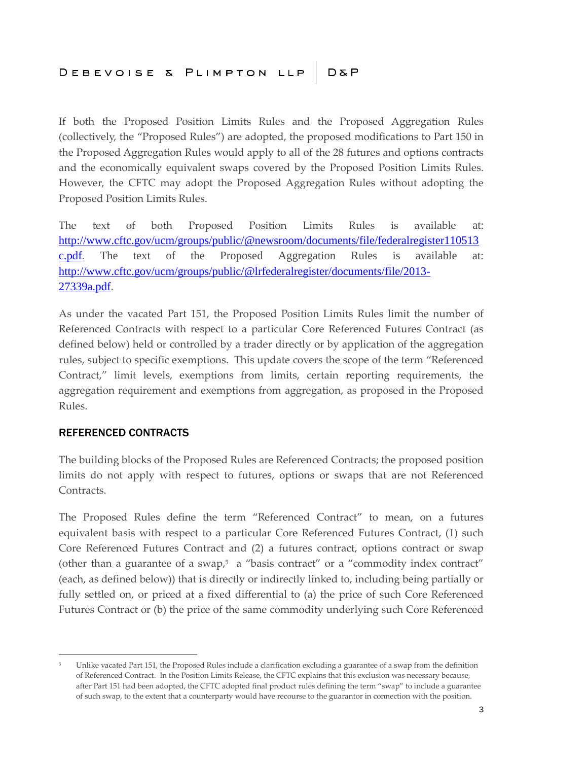If both the Proposed Position Limits Rules and the Proposed Aggregation Rules (collectively, the "Proposed Rules") are adopted, the proposed modifications to Part 150 in the Proposed Aggregation Rules would apply to all of the 28 futures and options contracts and the economically equivalent swaps covered by the Proposed Position Limits Rules. However, the CFTC may adopt the Proposed Aggregation Rules without adopting the Proposed Position Limits Rules.

The text of both Proposed Position Limits Rules is available at: http://www.cftc.gov/ucm/groups/public/@newsroom/documents/file/federalregister110513c.pdf. The text of the Proposed Aggregation Rules is available at: http://www.cftc.gov/ucm/groups/public/@lrfederalregister/documents/file/2013-27339a.pdf.

As under the vacated Part 151, the Proposed Position Limits Rules limit the number of Referenced Contracts with respect to a particular Core Referenced Futures Contract (as defined below) held or controlled by a trader directly or by application of the aggregation rules, subject to specific exemptions. This update covers the scope of the term "Referenced Contract," limit levels, exemptions from limits, certain reporting requirements, the aggregation requirement and exemptions from aggregation, as proposed in the Proposed Rules.

## REFERENCED CONTRACTS

The building blocks of the Proposed Rules are Referenced Contracts; the proposed position limits do not apply with respect to futures, options or swaps that are not Referenced Contracts.

The Proposed Rules define the term "Referenced Contract" to mean, on a futures equivalent basis with respect to a particular Core Referenced Futures Contract, (1) such Core Referenced Futures Contract and (2) a futures contract, options contract or swap (other than a guarantee of a swap,[5] a "basis contract" or a "commodity index contract" (each, as defined below)) that is directly or indirectly linked to, including being partially or fully settled on, or priced at a fixed differential to (a) the price of such Core Referenced Futures Contract or (b) the price of the same commodity underlying such Core Referenced

---

[5] Unlike vacated Part 151, the Proposed Rules include a clarification excluding a guarantee of a swap from the definition of Referenced Contract. In the Position Limits Release, the CFTC explains that this exclusion was necessary because, after Part 151 had been adopted, the CFTC adopted final product rules defining the term "swap" to include a guarantee of such swap, to the extent that a counterparty would have recourse to the guarantor in connection with the position.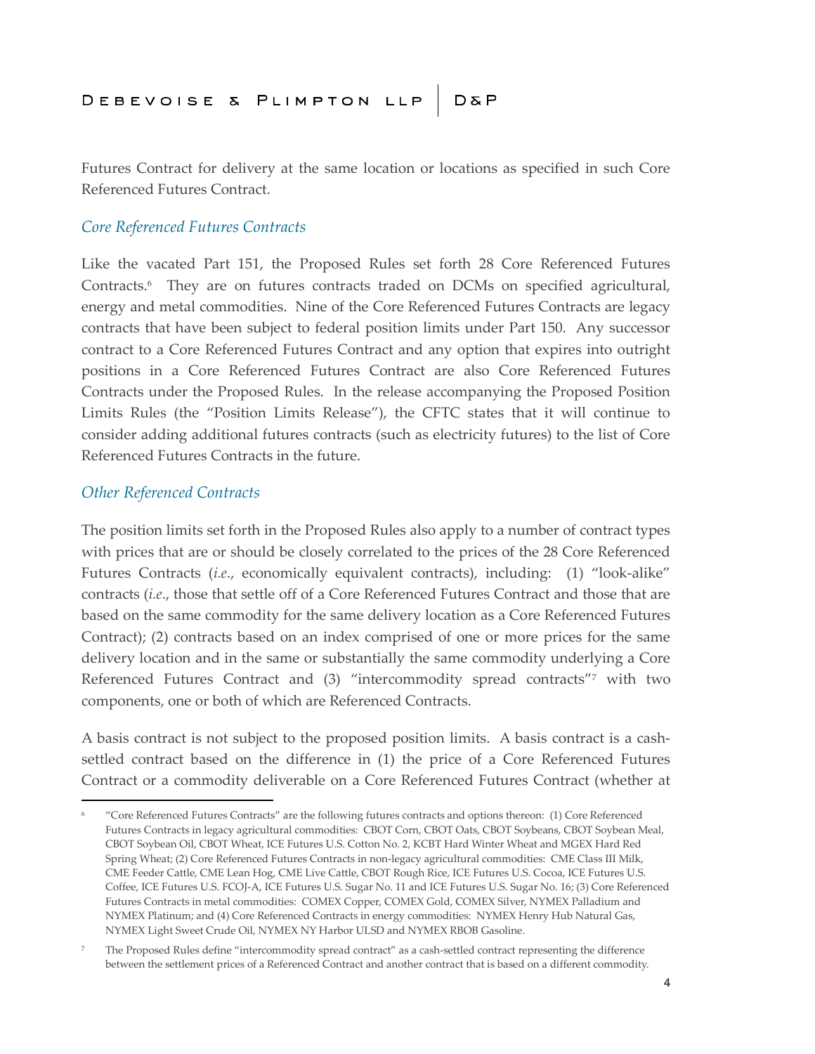Futures Contract for delivery at the same location or locations as specified in such Core Referenced Futures Contract.

### *Core Referenced Futures Contracts*

Like the vacated Part 151, the Proposed Rules set forth 28 Core Referenced Futures Contracts.[6] They are on futures contracts traded on DCMs on specified agricultural, energy and metal commodities. Nine of the Core Referenced Futures Contracts are legacy contracts that have been subject to federal position limits under Part 150. Any successor contract to a Core Referenced Futures Contract and any option that expires into outright positions in a Core Referenced Futures Contract are also Core Referenced Futures Contracts under the Proposed Rules. In the release accompanying the Proposed Position Limits Rules (the "Position Limits Release"), the CFTC states that it will continue to consider adding additional futures contracts (such as electricity futures) to the list of Core Referenced Futures Contracts in the future.

### *Other Referenced Contracts*

The position limits set forth in the Proposed Rules also apply to a number of contract types with prices that are or should be closely correlated to the prices of the 28 Core Referenced Futures Contracts (*i.e*., economically equivalent contracts), including: (1) "look-alike" contracts (*i.e*., those that settle off of a Core Referenced Futures Contract and those that are based on the same commodity for the same delivery location as a Core Referenced Futures Contract); (2) contracts based on an index comprised of one or more prices for the same delivery location and in the same or substantially the same commodity underlying a Core Referenced Futures Contract and (3) "intercommodity spread contracts"[7] with two components, one or both of which are Referenced Contracts.

A basis contract is not subject to the proposed position limits. A basis contract is a cash-settled contract based on the difference in (1) the price of a Core Referenced Futures Contract or a commodity deliverable on a Core Referenced Futures Contract (whether at

---

[6] "Core Referenced Futures Contracts" are the following futures contracts and options thereon: (1) Core Referenced Futures Contracts in legacy agricultural commodities: CBOT Corn, CBOT Oats, CBOT Soybeans, CBOT Soybean Meal, CBOT Soybean Oil, CBOT Wheat, ICE Futures U.S. Cotton No. 2, KCBT Hard Winter Wheat and MGEX Hard Red Spring Wheat; (2) Core Referenced Futures Contracts in non-legacy agricultural commodities: CME Class III Milk, CME Feeder Cattle, CME Lean Hog, CME Live Cattle, CBOT Rough Rice, ICE Futures U.S. Cocoa, ICE Futures U.S. Coffee, ICE Futures U.S. FCOJ-A, ICE Futures U.S. Sugar No. 11 and ICE Futures U.S. Sugar No. 16; (3) Core Referenced Futures Contracts in metal commodities: COMEX Copper, COMEX Gold, COMEX Silver, NYMEX Palladium and NYMEX Platinum; and (4) Core Referenced Contracts in energy commodities: NYMEX Henry Hub Natural Gas, NYMEX Light Sweet Crude Oil, NYMEX NY Harbor ULSD and NYMEX RBOB Gasoline.

[7] The Proposed Rules define "intercommodity spread contract" as a cash-settled contract representing the difference between the settlement prices of a Referenced Contract and another contract that is based on a different commodity.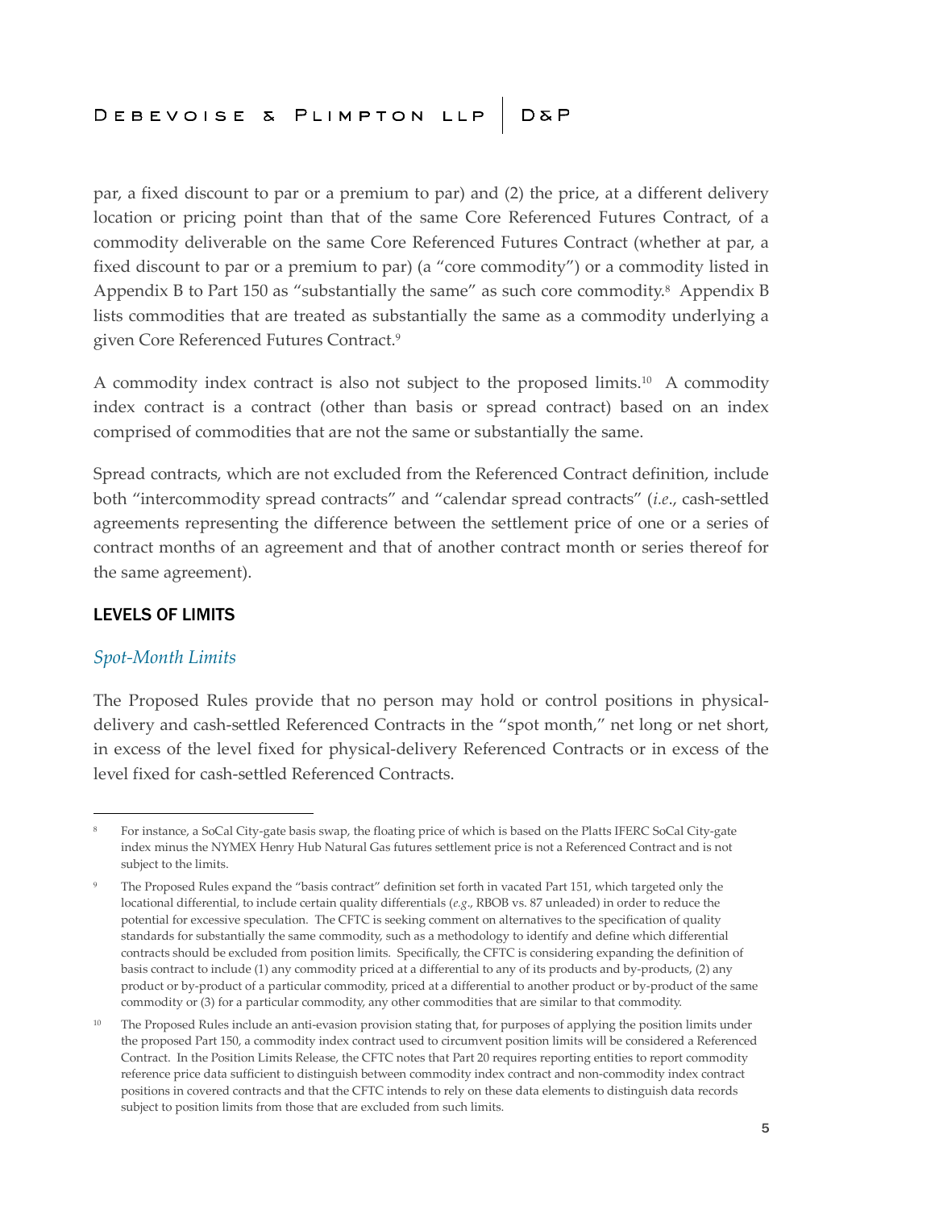par, a fixed discount to par or a premium to par) and (2) the price, at a different delivery location or pricing point than that of the same Core Referenced Futures Contract, of a commodity deliverable on the same Core Referenced Futures Contract (whether at par, a fixed discount to par or a premium to par) (a "core commodity") or a commodity listed in Appendix B to Part 150 as "substantially the same" as such core commodity.[8] Appendix B lists commodities that are treated as substantially the same as a commodity underlying a given Core Referenced Futures Contract.[9]

A commodity index contract is also not subject to the proposed limits.[10] A commodity index contract is a contract (other than basis or spread contract) based on an index comprised of commodities that are not the same or substantially the same.

Spread contracts, which are not excluded from the Referenced Contract definition, include both "intercommodity spread contracts" and "calendar spread contracts" (*i.e*., cash-settled agreements representing the difference between the settlement price of one or a series of contract months of an agreement and that of another contract month or series thereof for the same agreement).

## LEVELS OF LIMITS

### *Spot-Month Limits*

The Proposed Rules provide that no person may hold or control positions in physical-delivery and cash-settled Referenced Contracts in the "spot month," net long or net short, in excess of the level fixed for physical-delivery Referenced Contracts or in excess of the level fixed for cash-settled Referenced Contracts.

---

[8] For instance, a SoCal City-gate basis swap, the floating price of which is based on the Platts IFERC SoCal City-gate index minus the NYMEX Henry Hub Natural Gas futures settlement price is not a Referenced Contract and is not subject to the limits.

[9] The Proposed Rules expand the "basis contract" definition set forth in vacated Part 151, which targeted only the locational differential, to include certain quality differentials (*e.g*., RBOB vs. 87 unleaded) in order to reduce the potential for excessive speculation. The CFTC is seeking comment on alternatives to the specification of quality standards for substantially the same commodity, such as a methodology to identify and define which differential contracts should be excluded from position limits. Specifically, the CFTC is considering expanding the definition of basis contract to include (1) any commodity priced at a differential to any of its products and by-products, (2) any product or by-product of a particular commodity, priced at a differential to another product or by-product of the same commodity or (3) for a particular commodity, any other commodities that are similar to that commodity.

[10] The Proposed Rules include an anti-evasion provision stating that, for purposes of applying the position limits under the proposed Part 150, a commodity index contract used to circumvent position limits will be considered a Referenced Contract. In the Position Limits Release, the CFTC notes that Part 20 requires reporting entities to report commodity reference price data sufficient to distinguish between commodity index contract and non-commodity index contract positions in covered contracts and that the CFTC intends to rely on these data elements to distinguish data records subject to position limits from those that are excluded from such limits.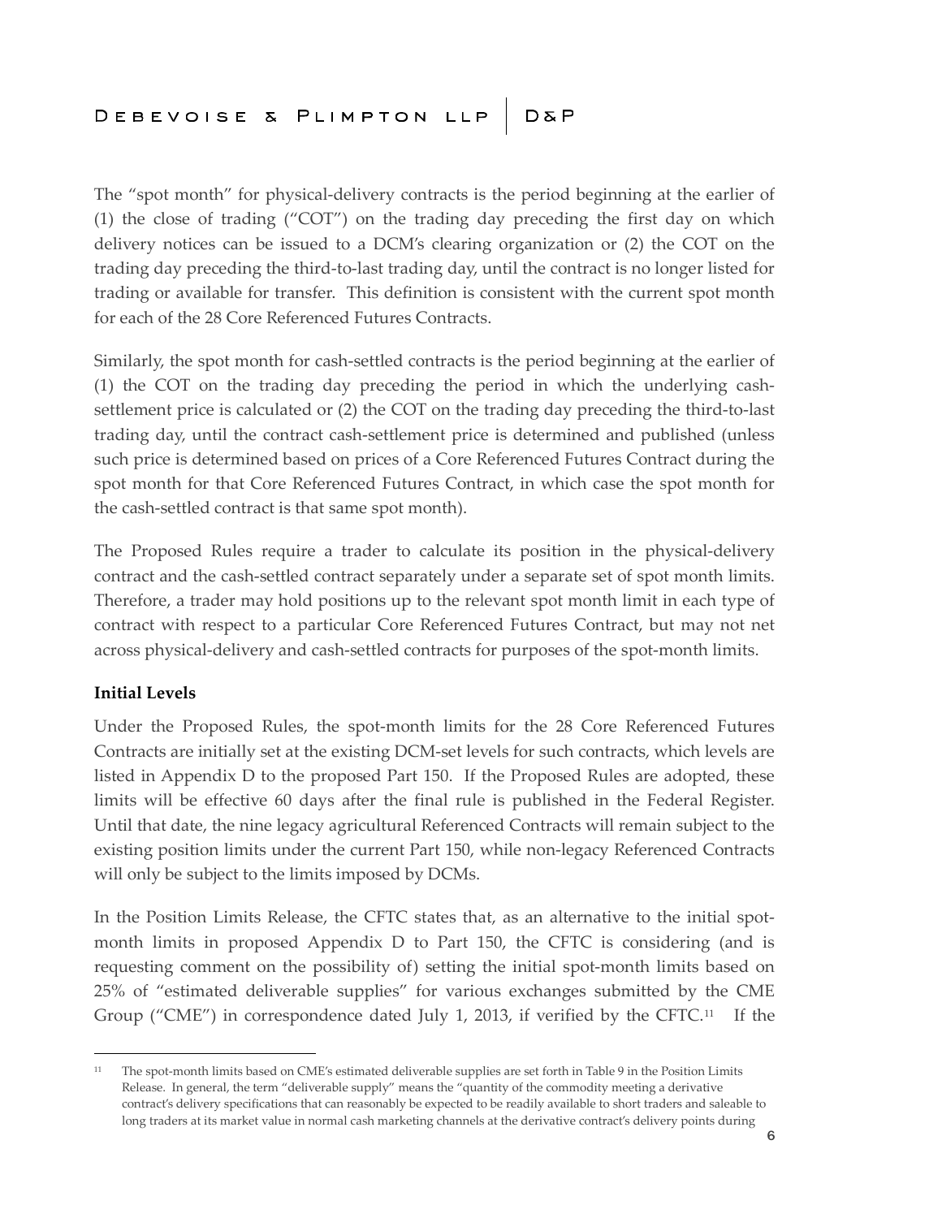The "spot month" for physical-delivery contracts is the period beginning at the earlier of (1) the close of trading ("COT") on the trading day preceding the first day on which delivery notices can be issued to a DCM's clearing organization or (2) the COT on the trading day preceding the third-to-last trading day, until the contract is no longer listed for trading or available for transfer. This definition is consistent with the current spot month for each of the 28 Core Referenced Futures Contracts.

Similarly, the spot month for cash-settled contracts is the period beginning at the earlier of (1) the COT on the trading day preceding the period in which the underlying cash-settlement price is calculated or (2) the COT on the trading day preceding the third-to-last trading day, until the contract cash-settlement price is determined and published (unless such price is determined based on prices of a Core Referenced Futures Contract during the spot month for that Core Referenced Futures Contract, in which case the spot month for the cash-settled contract is that same spot month).

The Proposed Rules require a trader to calculate its position in the physical-delivery contract and the cash-settled contract separately under a separate set of spot month limits. Therefore, a trader may hold positions up to the relevant spot month limit in each type of contract with respect to a particular Core Referenced Futures Contract, but may not net across physical-delivery and cash-settled contracts for purposes of the spot-month limits.

**Initial Levels**

Under the Proposed Rules, the spot-month limits for the 28 Core Referenced Futures Contracts are initially set at the existing DCM-set levels for such contracts, which levels are listed in Appendix D to the proposed Part 150. If the Proposed Rules are adopted, these limits will be effective 60 days after the final rule is published in the Federal Register. Until that date, the nine legacy agricultural Referenced Contracts will remain subject to the existing position limits under the current Part 150, while non-legacy Referenced Contracts will only be subject to the limits imposed by DCMs.

In the Position Limits Release, the CFTC states that, as an alternative to the initial spot-month limits in proposed Appendix D to Part 150, the CFTC is considering (and is requesting comment on the possibility of) setting the initial spot-month limits based on 25% of "estimated deliverable supplies" for various exchanges submitted by the CME Group ("CME") in correspondence dated July 1, 2013, if verified by the CFTC.[11] If the

[11] The spot-month limits based on CME's estimated deliverable supplies are set forth in Table 9 in the Position Limits Release. In general, the term "deliverable supply" means the "quantity of the commodity meeting a derivative contract's delivery specifications that can reasonably be expected to be readily available to short traders and saleable to long traders at its market value in normal cash marketing channels at the derivative contract's delivery points during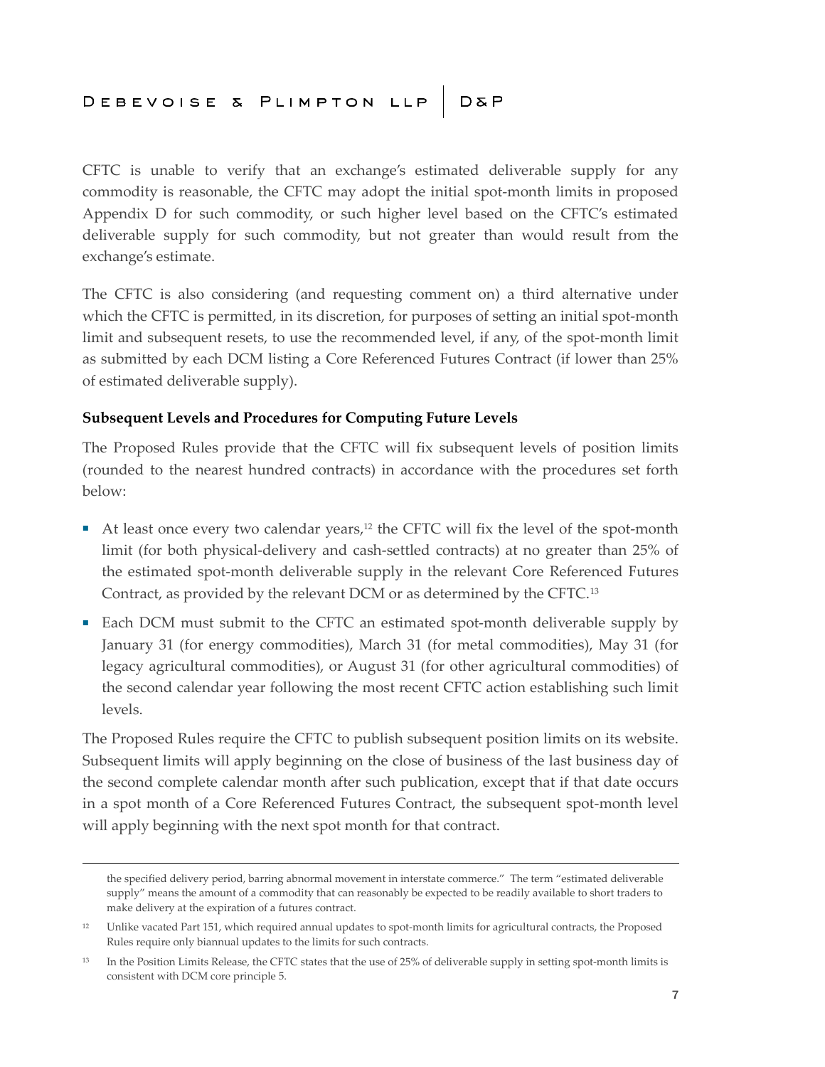CFTC is unable to verify that an exchange's estimated deliverable supply for any commodity is reasonable, the CFTC may adopt the initial spot-month limits in proposed Appendix D for such commodity, or such higher level based on the CFTC's estimated deliverable supply for such commodity, but not greater than would result from the exchange's estimate.

The CFTC is also considering (and requesting comment on) a third alternative under which the CFTC is permitted, in its discretion, for purposes of setting an initial spot-month limit and subsequent resets, to use the recommended level, if any, of the spot-month limit as submitted by each DCM listing a Core Referenced Futures Contract (if lower than 25% of estimated deliverable supply).

**Subsequent Levels and Procedures for Computing Future Levels**

The Proposed Rules provide that the CFTC will fix subsequent levels of position limits (rounded to the nearest hundred contracts) in accordance with the procedures set forth below:

- At least once every two calendar years,[12] the CFTC will fix the level of the spot-month limit (for both physical-delivery and cash-settled contracts) at no greater than 25% of the estimated spot-month deliverable supply in the relevant Core Referenced Futures Contract, as provided by the relevant DCM or as determined by the CFTC.[13]
- Each DCM must submit to the CFTC an estimated spot-month deliverable supply by January 31 (for energy commodities), March 31 (for metal commodities), May 31 (for legacy agricultural commodities), or August 31 (for other agricultural commodities) of the second calendar year following the most recent CFTC action establishing such limit levels.

The Proposed Rules require the CFTC to publish subsequent position limits on its website. Subsequent limits will apply beginning on the close of business of the last business day of the second complete calendar month after such publication, except that if that date occurs in a spot month of a Core Referenced Futures Contract, the subsequent spot-month level will apply beginning with the next spot month for that contract.

---

the specified delivery period, barring abnormal movement in interstate commerce." The term "estimated deliverable supply" means the amount of a commodity that can reasonably be expected to be readily available to short traders to make delivery at the expiration of a futures contract.

[12] Unlike vacated Part 151, which required annual updates to spot-month limits for agricultural contracts, the Proposed Rules require only biannual updates to the limits for such contracts.

[13] In the Position Limits Release, the CFTC states that the use of 25% of deliverable supply in setting spot-month limits is consistent with DCM core principle 5.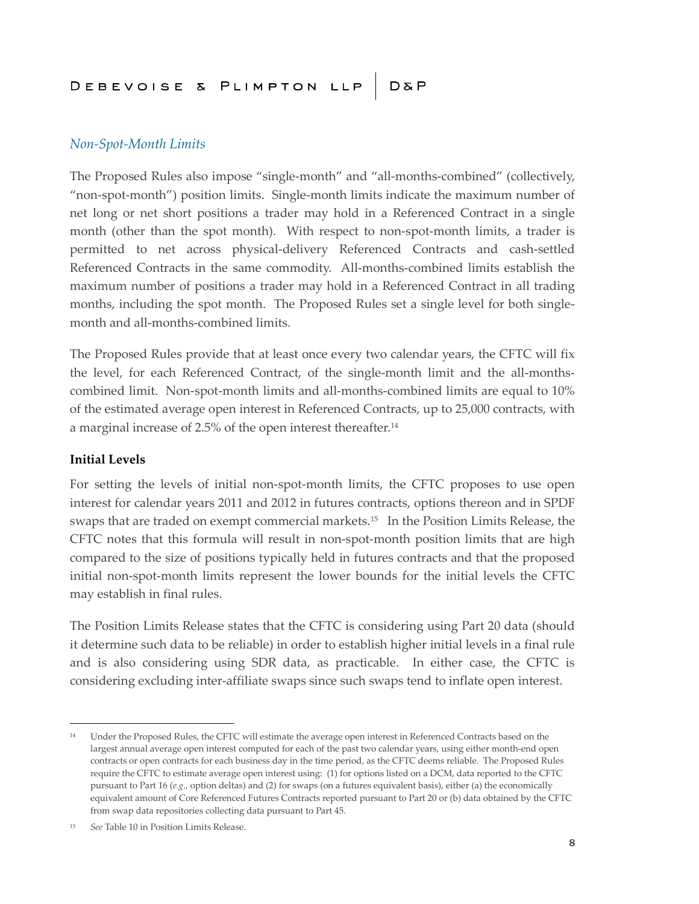### *Non-Spot-Month Limits*

The Proposed Rules also impose "single-month" and "all-months-combined" (collectively, "non-spot-month") position limits. Single-month limits indicate the maximum number of net long or net short positions a trader may hold in a Referenced Contract in a single month (other than the spot month). With respect to non-spot-month limits, a trader is permitted to net across physical-delivery Referenced Contracts and cash-settled Referenced Contracts in the same commodity. All-months-combined limits establish the maximum number of positions a trader may hold in a Referenced Contract in all trading months, including the spot month. The Proposed Rules set a single level for both single-month and all-months-combined limits.

The Proposed Rules provide that at least once every two calendar years, the CFTC will fix the level, for each Referenced Contract, of the single-month limit and the all-months-combined limit. Non-spot-month limits and all-months-combined limits are equal to 10% of the estimated average open interest in Referenced Contracts, up to 25,000 contracts, with a marginal increase of 2.5% of the open interest thereafter.[14]

**Initial Levels**

For setting the levels of initial non-spot-month limits, the CFTC proposes to use open interest for calendar years 2011 and 2012 in futures contracts, options thereon and in SPDF swaps that are traded on exempt commercial markets.[15] In the Position Limits Release, the CFTC notes that this formula will result in non-spot-month position limits that are high compared to the size of positions typically held in futures contracts and that the proposed initial non-spot-month limits represent the lower bounds for the initial levels the CFTC may establish in final rules.

The Position Limits Release states that the CFTC is considering using Part 20 data (should it determine such data to be reliable) in order to establish higher initial levels in a final rule and is also considering using SDR data, as practicable. In either case, the CFTC is considering excluding inter-affiliate swaps since such swaps tend to inflate open interest.

---

[14] Under the Proposed Rules, the CFTC will estimate the average open interest in Referenced Contracts based on the largest annual average open interest computed for each of the past two calendar years, using either month-end open contracts or open contracts for each business day in the time period, as the CFTC deems reliable. The Proposed Rules require the CFTC to estimate average open interest using: (1) for options listed on a DCM, data reported to the CFTC pursuant to Part 16 (*e.g.*, option deltas) and (2) for swaps (on a futures equivalent basis), either (a) the economically equivalent amount of Core Referenced Futures Contracts reported pursuant to Part 20 or (b) data obtained by the CFTC from swap data repositories collecting data pursuant to Part 45.

[15] *See* Table 10 in Position Limits Release.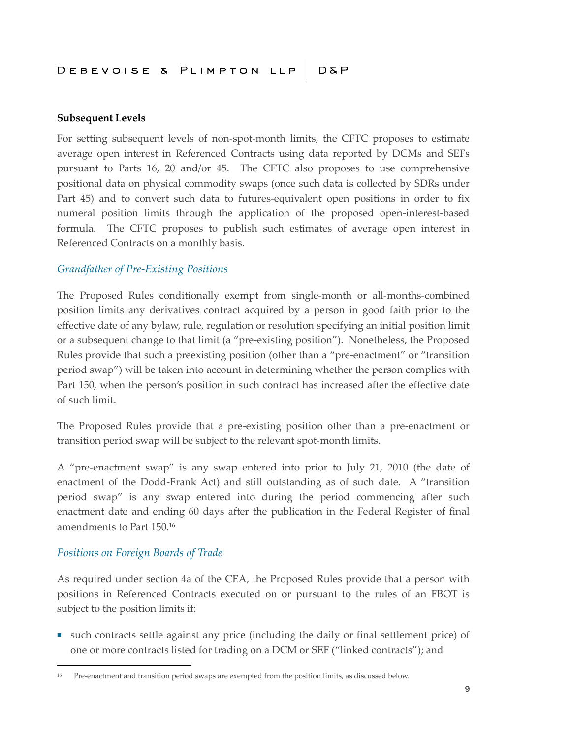**Subsequent Levels**

For setting subsequent levels of non-spot-month limits, the CFTC proposes to estimate average open interest in Referenced Contracts using data reported by DCMs and SEFs pursuant to Parts 16, 20 and/or 45. The CFTC also proposes to use comprehensive positional data on physical commodity swaps (once such data is collected by SDRs under Part 45) and to convert such data to futures-equivalent open positions in order to fix numeral position limits through the application of the proposed open-interest-based formula. The CFTC proposes to publish such estimates of average open interest in Referenced Contracts on a monthly basis.

*Grandfather of Pre-Existing Positions*

The Proposed Rules conditionally exempt from single-month or all-months-combined position limits any derivatives contract acquired by a person in good faith prior to the effective date of any bylaw, rule, regulation or resolution specifying an initial position limit or a subsequent change to that limit (a "pre-existing position"). Nonetheless, the Proposed Rules provide that such a preexisting position (other than a "pre-enactment" or "transition period swap") will be taken into account in determining whether the person complies with Part 150, when the person's position in such contract has increased after the effective date of such limit.

The Proposed Rules provide that a pre-existing position other than a pre-enactment or transition period swap will be subject to the relevant spot-month limits.

A "pre-enactment swap" is any swap entered into prior to July 21, 2010 (the date of enactment of the Dodd-Frank Act) and still outstanding as of such date. A "transition period swap" is any swap entered into during the period commencing after such enactment date and ending 60 days after the publication in the Federal Register of final amendments to Part 150.[16]

*Positions on Foreign Boards of Trade*

As required under section 4a of the CEA, the Proposed Rules provide that a person with positions in Referenced Contracts executed on or pursuant to the rules of an FBOT is subject to the position limits if:

- such contracts settle against any price (including the daily or final settlement price) of one or more contracts listed for trading on a DCM or SEF ("linked contracts"); and

---

[16] Pre-enactment and transition period swaps are exempted from the position limits, as discussed below.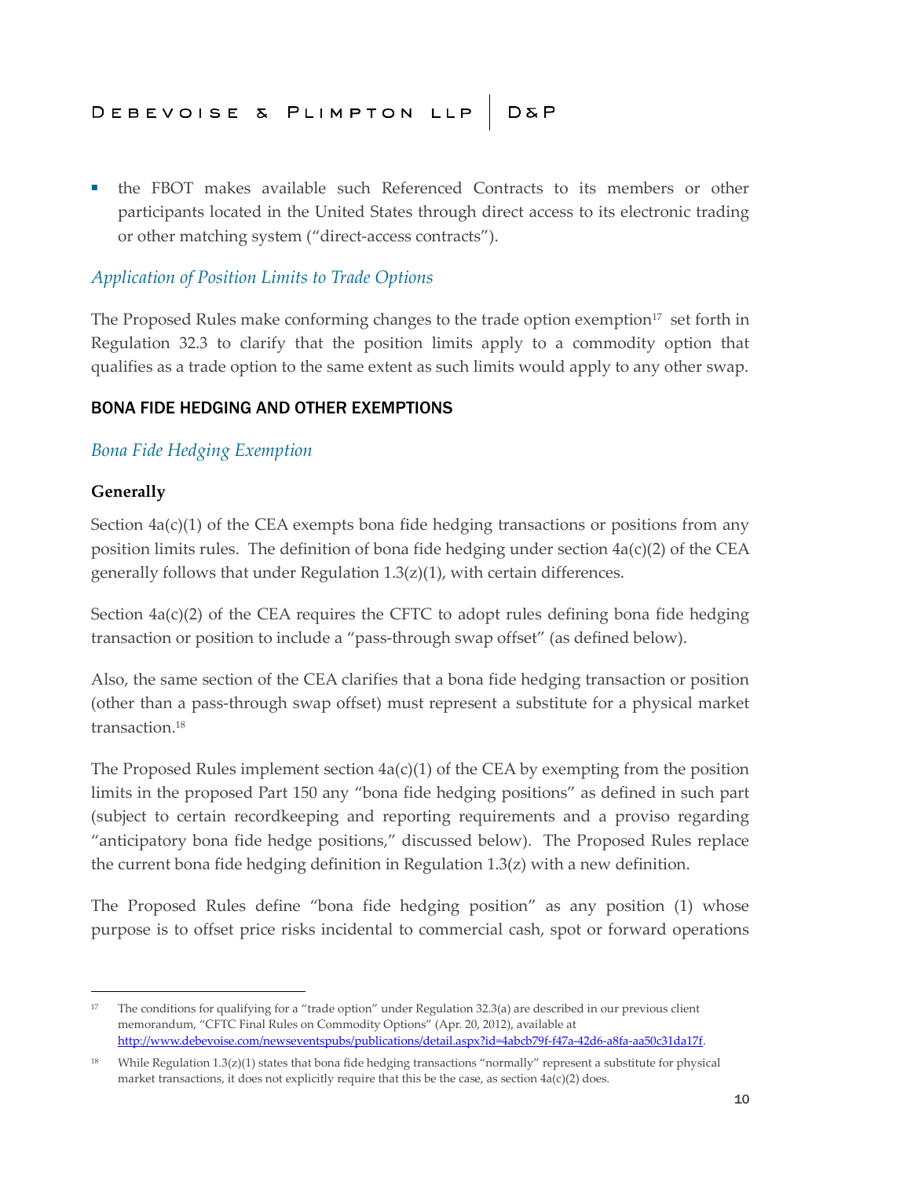- the FBOT makes available such Referenced Contracts to its members or other participants located in the United States through direct access to its electronic trading or other matching system ("direct-access contracts").

### *Application of Position Limits to Trade Options*

The Proposed Rules make conforming changes to the trade option exemption[17] set forth in Regulation 32.3 to clarify that the position limits apply to a commodity option that qualifies as a trade option to the same extent as such limits would apply to any other swap.

## BONA FIDE HEDGING AND OTHER EXEMPTIONS

### *Bona Fide Hedging Exemption*

**Generally**

Section 4a(c)(1) of the CEA exempts bona fide hedging transactions or positions from any position limits rules. The definition of bona fide hedging under section 4a(c)(2) of the CEA generally follows that under Regulation 1.3(z)(1), with certain differences.

Section 4a(c)(2) of the CEA requires the CFTC to adopt rules defining bona fide hedging transaction or position to include a "pass-through swap offset" (as defined below).

Also, the same section of the CEA clarifies that a bona fide hedging transaction or position (other than a pass-through swap offset) must represent a substitute for a physical market transaction.[18]

The Proposed Rules implement section 4a(c)(1) of the CEA by exempting from the position limits in the proposed Part 150 any "bona fide hedging positions" as defined in such part (subject to certain recordkeeping and reporting requirements and a proviso regarding "anticipatory bona fide hedge positions," discussed below). The Proposed Rules replace the current bona fide hedging definition in Regulation 1.3(z) with a new definition.

The Proposed Rules define "bona fide hedging position" as any position (1) whose purpose is to offset price risks incidental to commercial cash, spot or forward operations

---

[17] The conditions for qualifying for a "trade option" under Regulation 32.3(a) are described in our previous client memorandum, "CFTC Final Rules on Commodity Options" (Apr. 20, 2012), available at http://www.debevoise.com/newseventspubs/publications/detail.aspx?id=4abcb79f-f47a-42d6-a8fa-aa50c31da17f.

[18] While Regulation 1.3(z)(1) states that bona fide hedging transactions "normally" represent a substitute for physical market transactions, it does not explicitly require that this be the case, as section 4a(c)(2) does.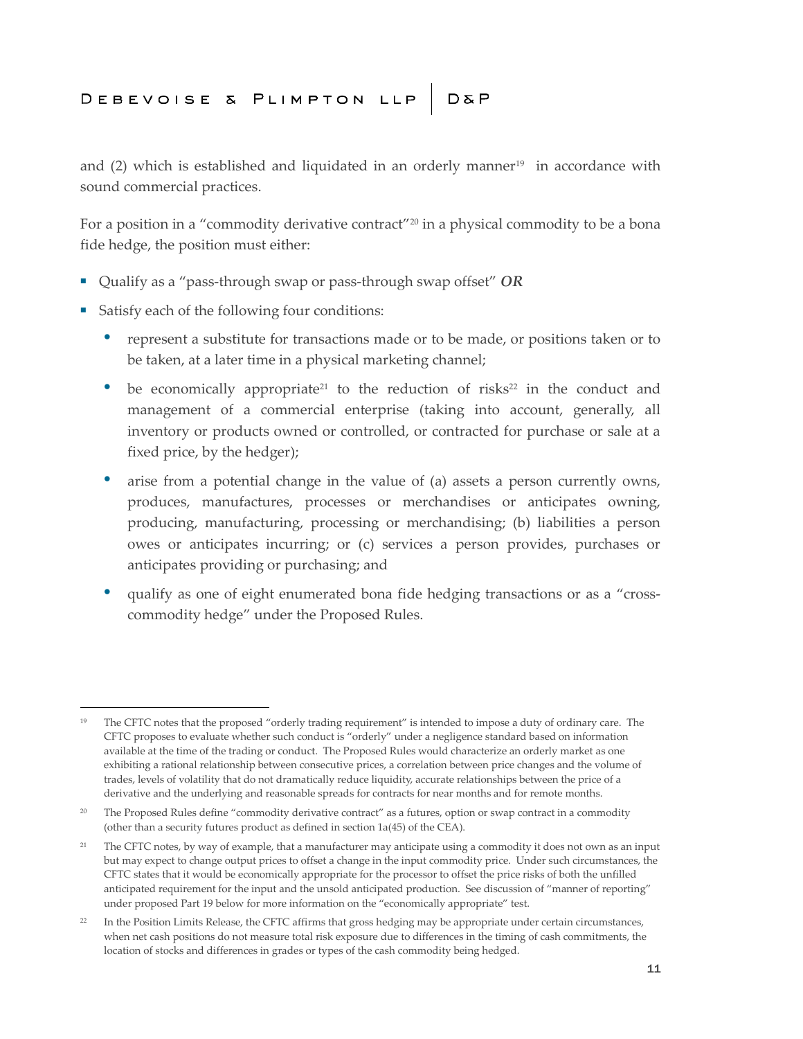and (2) which is established and liquidated in an orderly manner[19] in accordance with sound commercial practices.

For a position in a "commodity derivative contract"[20] in a physical commodity to be a bona fide hedge, the position must either:

- Qualify as a "pass-through swap or pass-through swap offset" ***OR***
- Satisfy each of the following four conditions:
    - represent a substitute for transactions made or to be made, or positions taken or to be taken, at a later time in a physical marketing channel;
    - be economically appropriate[21] to the reduction of risks[22] in the conduct and management of a commercial enterprise (taking into account, generally, all inventory or products owned or controlled, or contracted for purchase or sale at a fixed price, by the hedger);
    - arise from a potential change in the value of (a) assets a person currently owns, produces, manufactures, processes or merchandises or anticipates owning, producing, manufacturing, processing or merchandising; (b) liabilities a person owes or anticipates incurring; or (c) services a person provides, purchases or anticipates providing or purchasing; and
    - qualify as one of eight enumerated bona fide hedging transactions or as a "cross-commodity hedge" under the Proposed Rules.

---

[19] The CFTC notes that the proposed "orderly trading requirement" is intended to impose a duty of ordinary care. The CFTC proposes to evaluate whether such conduct is "orderly" under a negligence standard based on information available at the time of the trading or conduct. The Proposed Rules would characterize an orderly market as one exhibiting a rational relationship between consecutive prices, a correlation between price changes and the volume of trades, levels of volatility that do not dramatically reduce liquidity, accurate relationships between the price of a derivative and the underlying and reasonable spreads for contracts for near months and for remote months.

[20] The Proposed Rules define "commodity derivative contract" as a futures, option or swap contract in a commodity (other than a security futures product as defined in section 1a(45) of the CEA).

[21] The CFTC notes, by way of example, that a manufacturer may anticipate using a commodity it does not own as an input but may expect to change output prices to offset a change in the input commodity price. Under such circumstances, the CFTC states that it would be economically appropriate for the processor to offset the price risks of both the unfilled anticipated requirement for the input and the unsold anticipated production. See discussion of "manner of reporting" under proposed Part 19 below for more information on the "economically appropriate" test.

[22] In the Position Limits Release, the CFTC affirms that gross hedging may be appropriate under certain circumstances, when net cash positions do not measure total risk exposure due to differences in the timing of cash commitments, the location of stocks and differences in grades or types of the cash commodity being hedged.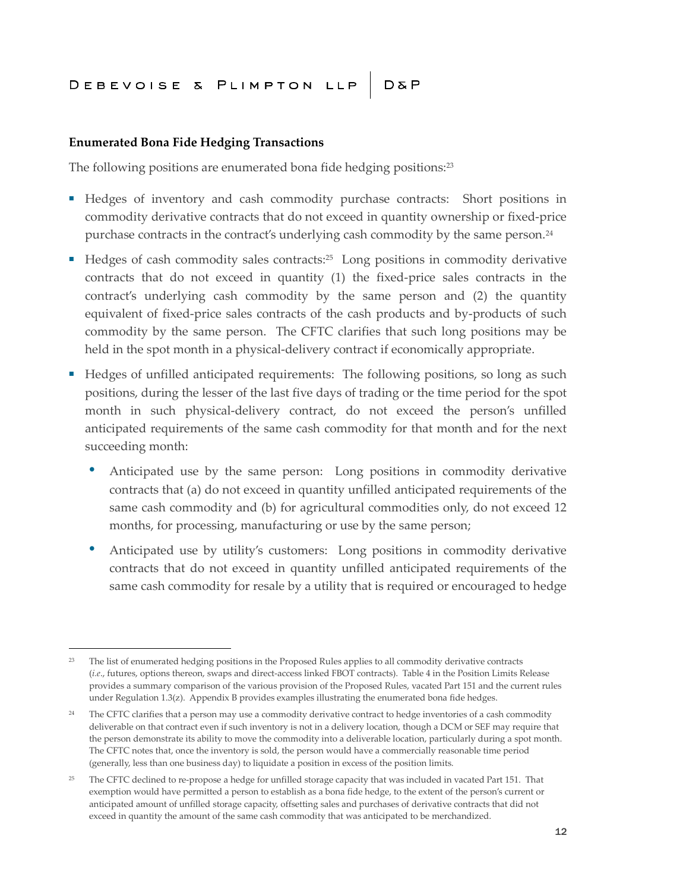**Enumerated Bona Fide Hedging Transactions**

The following positions are enumerated bona fide hedging positions:[23]

- Hedges of inventory and cash commodity purchase contracts: Short positions in commodity derivative contracts that do not exceed in quantity ownership or fixed-price purchase contracts in the contract's underlying cash commodity by the same person.[24]
- Hedges of cash commodity sales contracts:[25] Long positions in commodity derivative contracts that do not exceed in quantity (1) the fixed-price sales contracts in the contract's underlying cash commodity by the same person and (2) the quantity equivalent of fixed-price sales contracts of the cash products and by-products of such commodity by the same person. The CFTC clarifies that such long positions may be held in the spot month in a physical-delivery contract if economically appropriate.
- Hedges of unfilled anticipated requirements: The following positions, so long as such positions, during the lesser of the last five days of trading or the time period for the spot month in such physical-delivery contract, do not exceed the person's unfilled anticipated requirements of the same cash commodity for that month and for the next succeeding month:
  - Anticipated use by the same person: Long positions in commodity derivative contracts that (a) do not exceed in quantity unfilled anticipated requirements of the same cash commodity and (b) for agricultural commodities only, do not exceed 12 months, for processing, manufacturing or use by the same person;
  - Anticipated use by utility's customers: Long positions in commodity derivative contracts that do not exceed in quantity unfilled anticipated requirements of the same cash commodity for resale by a utility that is required or encouraged to hedge

---

[23] The list of enumerated hedging positions in the Proposed Rules applies to all commodity derivative contracts (*i.e.*, futures, options thereon, swaps and direct-access linked FBOT contracts). Table 4 in the Position Limits Release provides a summary comparison of the various provision of the Proposed Rules, vacated Part 151 and the current rules under Regulation 1.3(z). Appendix B provides examples illustrating the enumerated bona fide hedges.

[24] The CFTC clarifies that a person may use a commodity derivative contract to hedge inventories of a cash commodity deliverable on that contract even if such inventory is not in a delivery location, though a DCM or SEF may require that the person demonstrate its ability to move the commodity into a deliverable location, particularly during a spot month. The CFTC notes that, once the inventory is sold, the person would have a commercially reasonable time period (generally, less than one business day) to liquidate a position in excess of the position limits.

[25] The CFTC declined to re-propose a hedge for unfilled storage capacity that was included in vacated Part 151. That exemption would have permitted a person to establish as a bona fide hedge, to the extent of the person's current or anticipated amount of unfilled storage capacity, offsetting sales and purchases of derivative contracts that did not exceed in quantity the amount of the same cash commodity that was anticipated to be merchandized.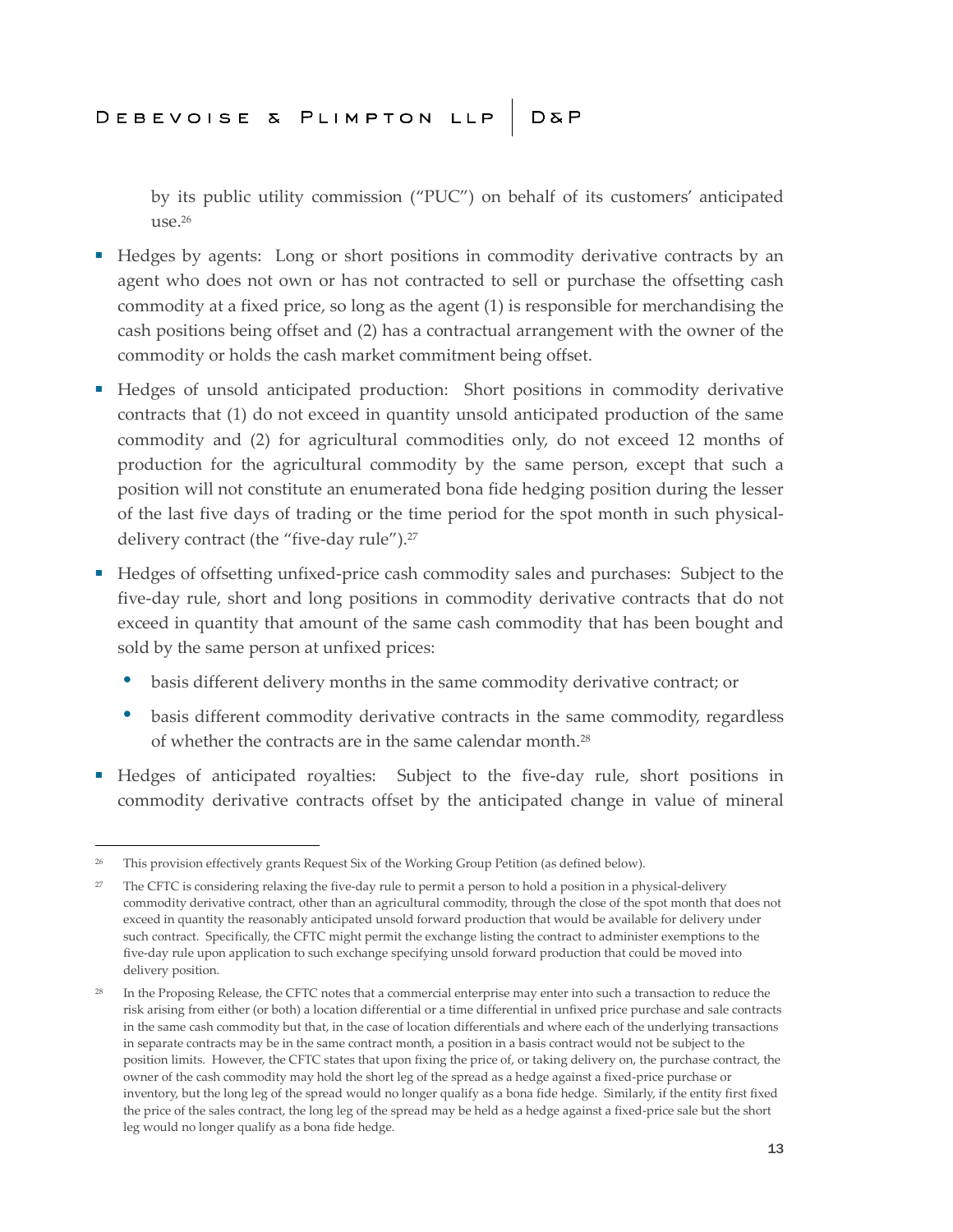by its public utility commission ("PUC") on behalf of its customers' anticipated use.[26]

- Hedges by agents: Long or short positions in commodity derivative contracts by an agent who does not own or has not contracted to sell or purchase the offsetting cash commodity at a fixed price, so long as the agent (1) is responsible for merchandising the cash positions being offset and (2) has a contractual arrangement with the owner of the commodity or holds the cash market commitment being offset.

- Hedges of unsold anticipated production: Short positions in commodity derivative contracts that (1) do not exceed in quantity unsold anticipated production of the same commodity and (2) for agricultural commodities only, do not exceed 12 months of production for the agricultural commodity by the same person, except that such a position will not constitute an enumerated bona fide hedging position during the lesser of the last five days of trading or the time period for the spot month in such physical-delivery contract (the "five-day rule").[27]

- Hedges of offsetting unfixed-price cash commodity sales and purchases: Subject to the five-day rule, short and long positions in commodity derivative contracts that do not exceed in quantity that amount of the same cash commodity that has been bought and sold by the same person at unfixed prices:
  - basis different delivery months in the same commodity derivative contract; or
  - basis different commodity derivative contracts in the same commodity, regardless of whether the contracts are in the same calendar month.[28]

- Hedges of anticipated royalties: Subject to the five-day rule, short positions in commodity derivative contracts offset by the anticipated change in value of mineral

---

[26] This provision effectively grants Request Six of the Working Group Petition (as defined below).

[27] The CFTC is considering relaxing the five-day rule to permit a person to hold a position in a physical-delivery commodity derivative contract, other than an agricultural commodity, through the close of the spot month that does not exceed in quantity the reasonably anticipated unsold forward production that would be available for delivery under such contract. Specifically, the CFTC might permit the exchange listing the contract to administer exemptions to the five-day rule upon application to such exchange specifying unsold forward production that could be moved into delivery position.

[28] In the Proposing Release, the CFTC notes that a commercial enterprise may enter into such a transaction to reduce the risk arising from either (or both) a location differential or a time differential in unfixed price purchase and sale contracts in the same cash commodity but that, in the case of location differentials and where each of the underlying transactions in separate contracts may be in the same contract month, a position in a basis contract would not be subject to the position limits. However, the CFTC states that upon fixing the price of, or taking delivery on, the purchase contract, the owner of the cash commodity may hold the short leg of the spread as a hedge against a fixed-price purchase or inventory, but the long leg of the spread would no longer qualify as a bona fide hedge. Similarly, if the entity first fixed the price of the sales contract, the long leg of the spread may be held as a hedge against a fixed-price sale but the short leg would no longer qualify as a bona fide hedge.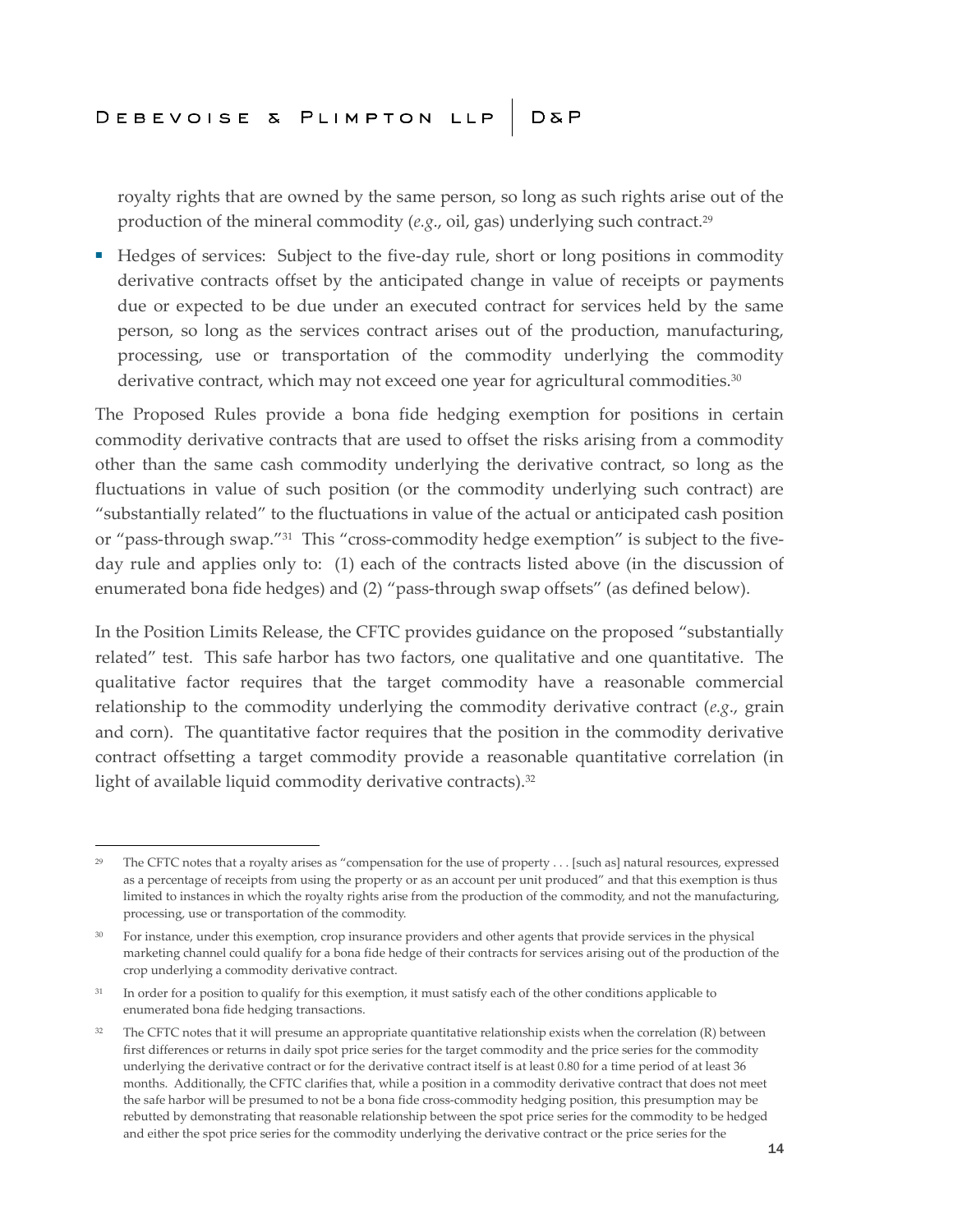royalty rights that are owned by the same person, so long as such rights arise out of the production of the mineral commodity (*e.g.*, oil, gas) underlying such contract.[29]

- Hedges of services: Subject to the five-day rule, short or long positions in commodity derivative contracts offset by the anticipated change in value of receipts or payments due or expected to be due under an executed contract for services held by the same person, so long as the services contract arises out of the production, manufacturing, processing, use or transportation of the commodity underlying the commodity derivative contract, which may not exceed one year for agricultural commodities.[30]

The Proposed Rules provide a bona fide hedging exemption for positions in certain commodity derivative contracts that are used to offset the risks arising from a commodity other than the same cash commodity underlying the derivative contract, so long as the fluctuations in value of such position (or the commodity underlying such contract) are "substantially related" to the fluctuations in value of the actual or anticipated cash position or "pass-through swap."[31] This "cross-commodity hedge exemption" is subject to the five-day rule and applies only to: (1) each of the contracts listed above (in the discussion of enumerated bona fide hedges) and (2) "pass-through swap offsets" (as defined below).

In the Position Limits Release, the CFTC provides guidance on the proposed "substantially related" test. This safe harbor has two factors, one qualitative and one quantitative. The qualitative factor requires that the target commodity have a reasonable commercial relationship to the commodity underlying the commodity derivative contract (*e.g.*, grain and corn). The quantitative factor requires that the position in the commodity derivative contract offsetting a target commodity provide a reasonable quantitative correlation (in light of available liquid commodity derivative contracts).[32]

---

[29] The CFTC notes that a royalty arises as "compensation for the use of property . . . [such as] natural resources, expressed as a percentage of receipts from using the property or as an account per unit produced" and that this exemption is thus limited to instances in which the royalty rights arise from the production of the commodity, and not the manufacturing, processing, use or transportation of the commodity.

[30] For instance, under this exemption, crop insurance providers and other agents that provide services in the physical marketing channel could qualify for a bona fide hedge of their contracts for services arising out of the production of the crop underlying a commodity derivative contract.

[31] In order for a position to qualify for this exemption, it must satisfy each of the other conditions applicable to enumerated bona fide hedging transactions.

[32] The CFTC notes that it will presume an appropriate quantitative relationship exists when the correlation (R) between first differences or returns in daily spot price series for the target commodity and the price series for the commodity underlying the derivative contract or for the derivative contract itself is at least 0.80 for a time period of at least 36 months. Additionally, the CFTC clarifies that, while a position in a commodity derivative contract that does not meet the safe harbor will be presumed to not be a bona fide cross-commodity hedging position, this presumption may be rebutted by demonstrating that reasonable relationship between the spot price series for the commodity to be hedged and either the spot price series for the commodity underlying the derivative contract or the price series for the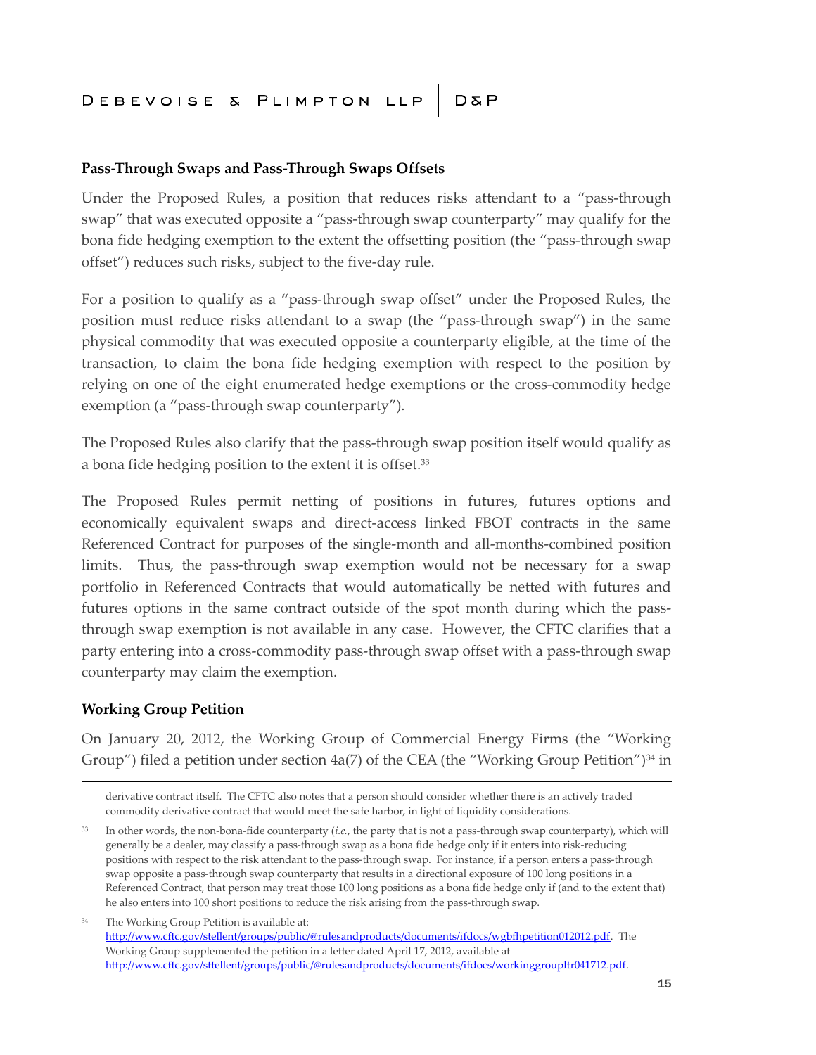**Pass-Through Swaps and Pass-Through Swaps Offsets**

Under the Proposed Rules, a position that reduces risks attendant to a "pass-through swap" that was executed opposite a "pass-through swap counterparty" may qualify for the bona fide hedging exemption to the extent the offsetting position (the "pass-through swap offset") reduces such risks, subject to the five-day rule.

For a position to qualify as a "pass-through swap offset" under the Proposed Rules, the position must reduce risks attendant to a swap (the "pass-through swap") in the same physical commodity that was executed opposite a counterparty eligible, at the time of the transaction, to claim the bona fide hedging exemption with respect to the position by relying on one of the eight enumerated hedge exemptions or the cross-commodity hedge exemption (a "pass-through swap counterparty").

The Proposed Rules also clarify that the pass-through swap position itself would qualify as a bona fide hedging position to the extent it is offset.[33]

The Proposed Rules permit netting of positions in futures, futures options and economically equivalent swaps and direct-access linked FBOT contracts in the same Referenced Contract for purposes of the single-month and all-months-combined position limits. Thus, the pass-through swap exemption would not be necessary for a swap portfolio in Referenced Contracts that would automatically be netted with futures and futures options in the same contract outside of the spot month during which the pass-through swap exemption is not available in any case. However, the CFTC clarifies that a party entering into a cross-commodity pass-through swap offset with a pass-through swap counterparty may claim the exemption.

**Working Group Petition**

On January 20, 2012, the Working Group of Commercial Energy Firms (the "Working Group") filed a petition under section 4a(7) of the CEA (the "Working Group Petition")[34] in

---

derivative contract itself. The CFTC also notes that a person should consider whether there is an actively traded commodity derivative contract that would meet the safe harbor, in light of liquidity considerations.

[33] In other words, the non-bona-fide counterparty (*i.e.*, the party that is not a pass-through swap counterparty), which will generally be a dealer, may classify a pass-through swap as a bona fide hedge only if it enters into risk-reducing positions with respect to the risk attendant to the pass-through swap. For instance, if a person enters a pass-through swap opposite a pass-through swap counterparty that results in a directional exposure of 100 long positions in a Referenced Contract, that person may treat those 100 long positions as a bona fide hedge only if (and to the extent that) he also enters into 100 short positions to reduce the risk arising from the pass-through swap.

[34] The Working Group Petition is available at: http://www.cftc.gov/stellent/groups/public/@rulesandproducts/documents/ifdocs/wgbfhpetition012012.pdf. The Working Group supplemented the petition in a letter dated April 17, 2012, available at http://www.cftc.gov/sttellent/groups/public/@rulesandproducts/documents/ifdocs/workinggroupltr041712.pdf.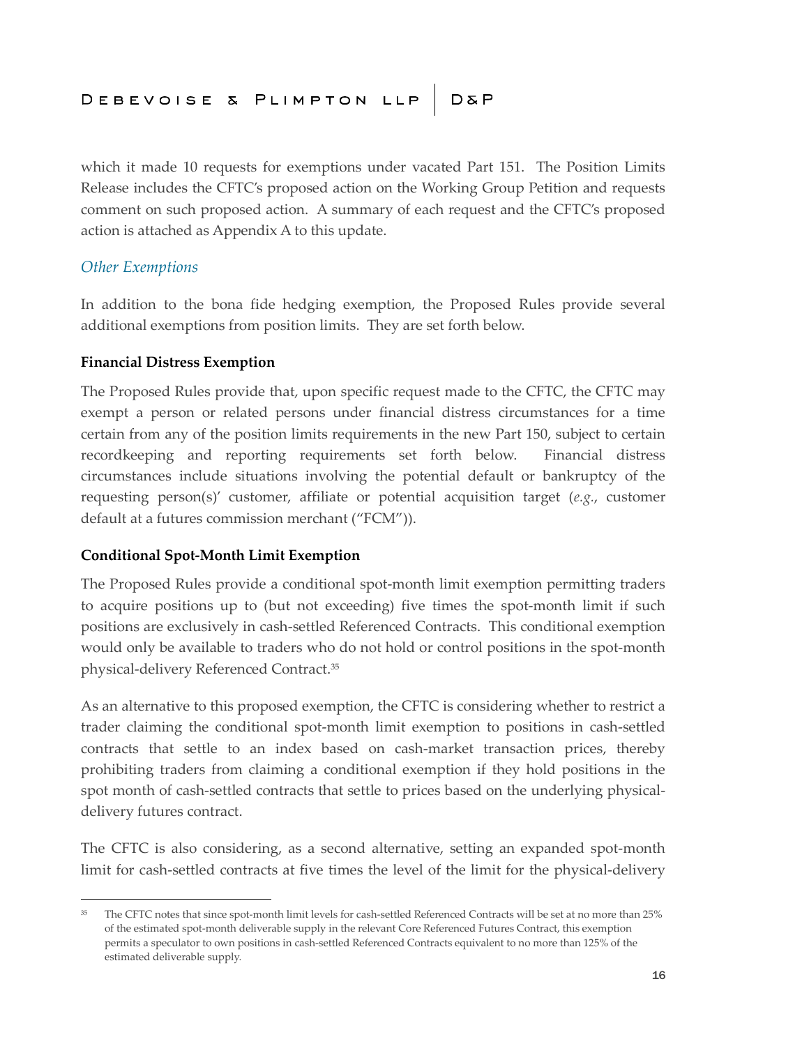which it made 10 requests for exemptions under vacated Part 151. The Position Limits Release includes the CFTC's proposed action on the Working Group Petition and requests comment on such proposed action. A summary of each request and the CFTC's proposed action is attached as Appendix A to this update.

### *Other Exemptions*

In addition to the bona fide hedging exemption, the Proposed Rules provide several additional exemptions from position limits. They are set forth below.

**Financial Distress Exemption**

The Proposed Rules provide that, upon specific request made to the CFTC, the CFTC may exempt a person or related persons under financial distress circumstances for a time certain from any of the position limits requirements in the new Part 150, subject to certain recordkeeping and reporting requirements set forth below. Financial distress circumstances include situations involving the potential default or bankruptcy of the requesting person(s)' customer, affiliate or potential acquisition target (*e.g.*, customer default at a futures commission merchant ("FCM")).

**Conditional Spot-Month Limit Exemption**

The Proposed Rules provide a conditional spot-month limit exemption permitting traders to acquire positions up to (but not exceeding) five times the spot-month limit if such positions are exclusively in cash-settled Referenced Contracts. This conditional exemption would only be available to traders who do not hold or control positions in the spot-month physical-delivery Referenced Contract.[35]

As an alternative to this proposed exemption, the CFTC is considering whether to restrict a trader claiming the conditional spot-month limit exemption to positions in cash-settled contracts that settle to an index based on cash-market transaction prices, thereby prohibiting traders from claiming a conditional exemption if they hold positions in the spot month of cash-settled contracts that settle to prices based on the underlying physical-delivery futures contract.

The CFTC is also considering, as a second alternative, setting an expanded spot-month limit for cash-settled contracts at five times the level of the limit for the physical-delivery

---

[35] The CFTC notes that since spot-month limit levels for cash-settled Referenced Contracts will be set at no more than 25% of the estimated spot-month deliverable supply in the relevant Core Referenced Futures Contract, this exemption permits a speculator to own positions in cash-settled Referenced Contracts equivalent to no more than 125% of the estimated deliverable supply.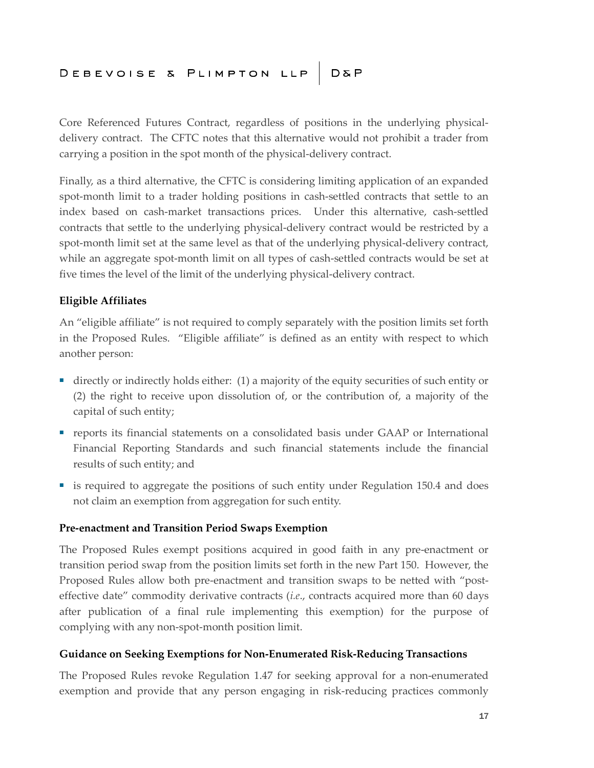Core Referenced Futures Contract, regardless of positions in the underlying physical-delivery contract. The CFTC notes that this alternative would not prohibit a trader from carrying a position in the spot month of the physical-delivery contract.

Finally, as a third alternative, the CFTC is considering limiting application of an expanded spot-month limit to a trader holding positions in cash-settled contracts that settle to an index based on cash-market transactions prices. Under this alternative, cash-settled contracts that settle to the underlying physical-delivery contract would be restricted by a spot-month limit set at the same level as that of the underlying physical-delivery contract, while an aggregate spot-month limit on all types of cash-settled contracts would be set at five times the level of the limit of the underlying physical-delivery contract.

**Eligible Affiliates**

An "eligible affiliate" is not required to comply separately with the position limits set forth in the Proposed Rules. "Eligible affiliate" is defined as an entity with respect to which another person:

- directly or indirectly holds either: (1) a majority of the equity securities of such entity or (2) the right to receive upon dissolution of, or the contribution of, a majority of the capital of such entity;
- reports its financial statements on a consolidated basis under GAAP or International Financial Reporting Standards and such financial statements include the financial results of such entity; and
- is required to aggregate the positions of such entity under Regulation 150.4 and does not claim an exemption from aggregation for such entity.

**Pre-enactment and Transition Period Swaps Exemption**

The Proposed Rules exempt positions acquired in good faith in any pre-enactment or transition period swap from the position limits set forth in the new Part 150. However, the Proposed Rules allow both pre-enactment and transition swaps to be netted with "post-effective date" commodity derivative contracts (*i.e*., contracts acquired more than 60 days after publication of a final rule implementing this exemption) for the purpose of complying with any non-spot-month position limit.

**Guidance on Seeking Exemptions for Non-Enumerated Risk-Reducing Transactions**

The Proposed Rules revoke Regulation 1.47 for seeking approval for a non-enumerated exemption and provide that any person engaging in risk-reducing practices commonly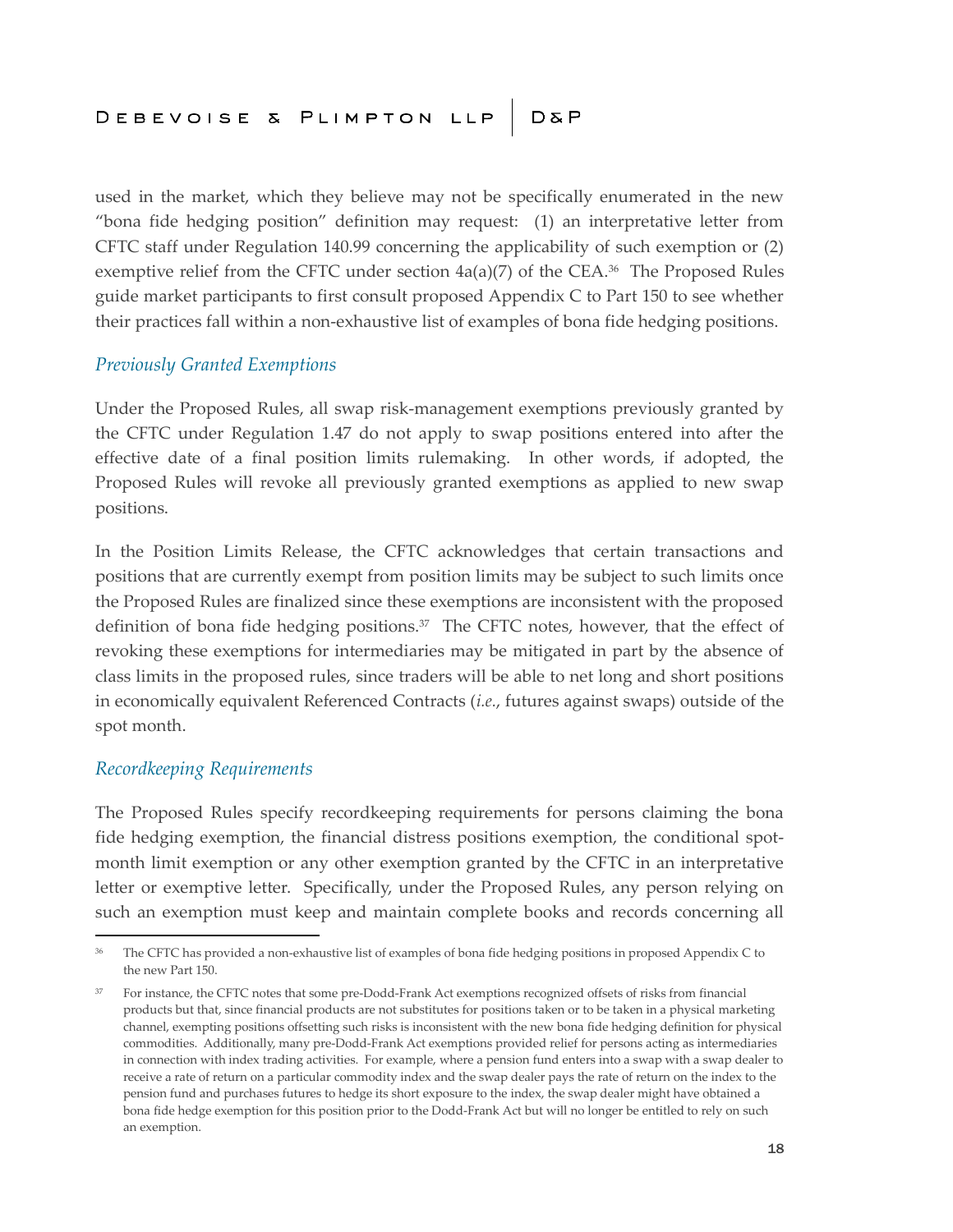used in the market, which they believe may not be specifically enumerated in the new "bona fide hedging position" definition may request: (1) an interpretative letter from CFTC staff under Regulation 140.99 concerning the applicability of such exemption or (2) exemptive relief from the CFTC under section 4a(a)(7) of the CEA.[36] The Proposed Rules guide market participants to first consult proposed Appendix C to Part 150 to see whether their practices fall within a non-exhaustive list of examples of bona fide hedging positions.

### *Previously Granted Exemptions*

Under the Proposed Rules, all swap risk-management exemptions previously granted by the CFTC under Regulation 1.47 do not apply to swap positions entered into after the effective date of a final position limits rulemaking. In other words, if adopted, the Proposed Rules will revoke all previously granted exemptions as applied to new swap positions.

In the Position Limits Release, the CFTC acknowledges that certain transactions and positions that are currently exempt from position limits may be subject to such limits once the Proposed Rules are finalized since these exemptions are inconsistent with the proposed definition of bona fide hedging positions.[37] The CFTC notes, however, that the effect of revoking these exemptions for intermediaries may be mitigated in part by the absence of class limits in the proposed rules, since traders will be able to net long and short positions in economically equivalent Referenced Contracts (*i.e.*, futures against swaps) outside of the spot month.

### *Recordkeeping Requirements*

The Proposed Rules specify recordkeeping requirements for persons claiming the bona fide hedging exemption, the financial distress positions exemption, the conditional spot-month limit exemption or any other exemption granted by the CFTC in an interpretative letter or exemptive letter. Specifically, under the Proposed Rules, any person relying on such an exemption must keep and maintain complete books and records concerning all

---

[36] The CFTC has provided a non-exhaustive list of examples of bona fide hedging positions in proposed Appendix C to the new Part 150.

[37] For instance, the CFTC notes that some pre-Dodd-Frank Act exemptions recognized offsets of risks from financial products but that, since financial products are not substitutes for positions taken or to be taken in a physical marketing channel, exempting positions offsetting such risks is inconsistent with the new bona fide hedging definition for physical commodities. Additionally, many pre-Dodd-Frank Act exemptions provided relief for persons acting as intermediaries in connection with index trading activities. For example, where a pension fund enters into a swap with a swap dealer to receive a rate of return on a particular commodity index and the swap dealer pays the rate of return on the index to the pension fund and purchases futures to hedge its short exposure to the index, the swap dealer might have obtained a bona fide hedge exemption for this position prior to the Dodd-Frank Act but will no longer be entitled to rely on such an exemption.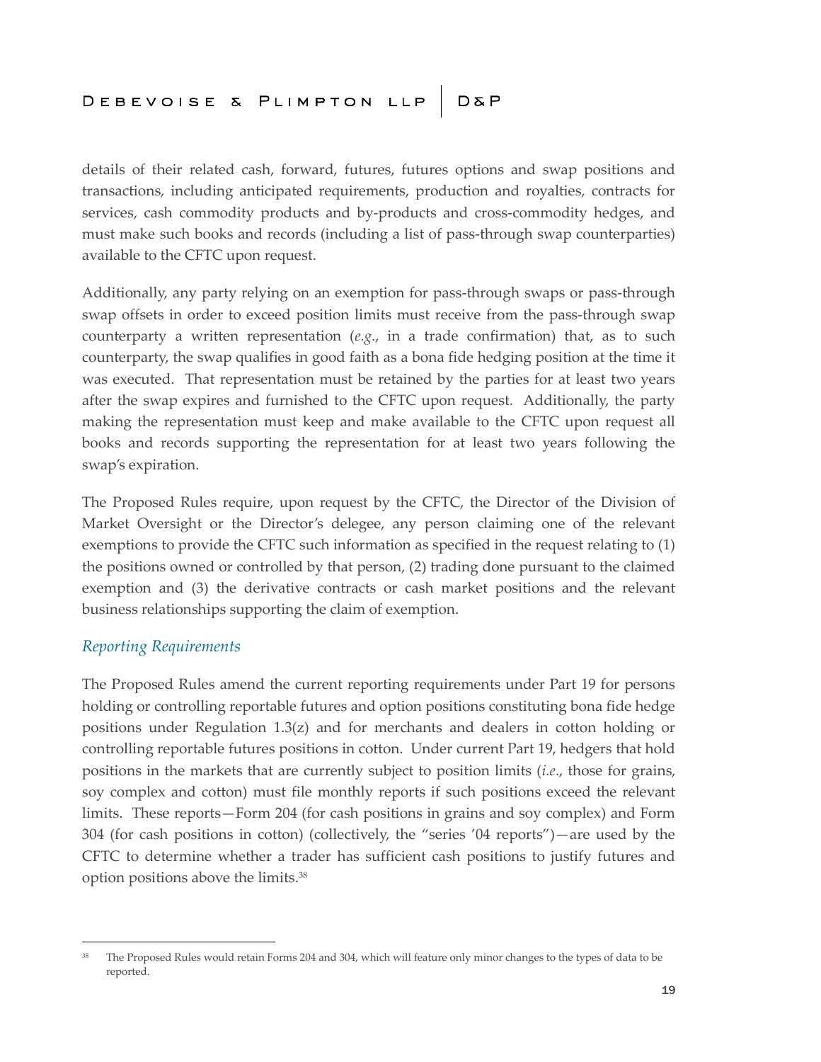details of their related cash, forward, futures, futures options and swap positions and transactions, including anticipated requirements, production and royalties, contracts for services, cash commodity products and by-products and cross-commodity hedges, and must make such books and records (including a list of pass-through swap counterparties) available to the CFTC upon request.

Additionally, any party relying on an exemption for pass-through swaps or pass-through swap offsets in order to exceed position limits must receive from the pass-through swap counterparty a written representation (*e.g*., in a trade confirmation) that, as to such counterparty, the swap qualifies in good faith as a bona fide hedging position at the time it was executed. That representation must be retained by the parties for at least two years after the swap expires and furnished to the CFTC upon request. Additionally, the party making the representation must keep and make available to the CFTC upon request all books and records supporting the representation for at least two years following the swap's expiration.

The Proposed Rules require, upon request by the CFTC, the Director of the Division of Market Oversight or the Director's delegee, any person claiming one of the relevant exemptions to provide the CFTC such information as specified in the request relating to (1) the positions owned or controlled by that person, (2) trading done pursuant to the claimed exemption and (3) the derivative contracts or cash market positions and the relevant business relationships supporting the claim of exemption.

### *Reporting Requirements*

The Proposed Rules amend the current reporting requirements under Part 19 for persons holding or controlling reportable futures and option positions constituting bona fide hedge positions under Regulation 1.3(z) and for merchants and dealers in cotton holding or controlling reportable futures positions in cotton. Under current Part 19, hedgers that hold positions in the markets that are currently subject to position limits (*i.e*., those for grains, soy complex and cotton) must file monthly reports if such positions exceed the relevant limits. These reports—Form 204 (for cash positions in grains and soy complex) and Form 304 (for cash positions in cotton) (collectively, the "series '04 reports")—are used by the CFTC to determine whether a trader has sufficient cash positions to justify futures and option positions above the limits.[38]

---

[38] The Proposed Rules would retain Forms 204 and 304, which will feature only minor changes to the types of data to be reported.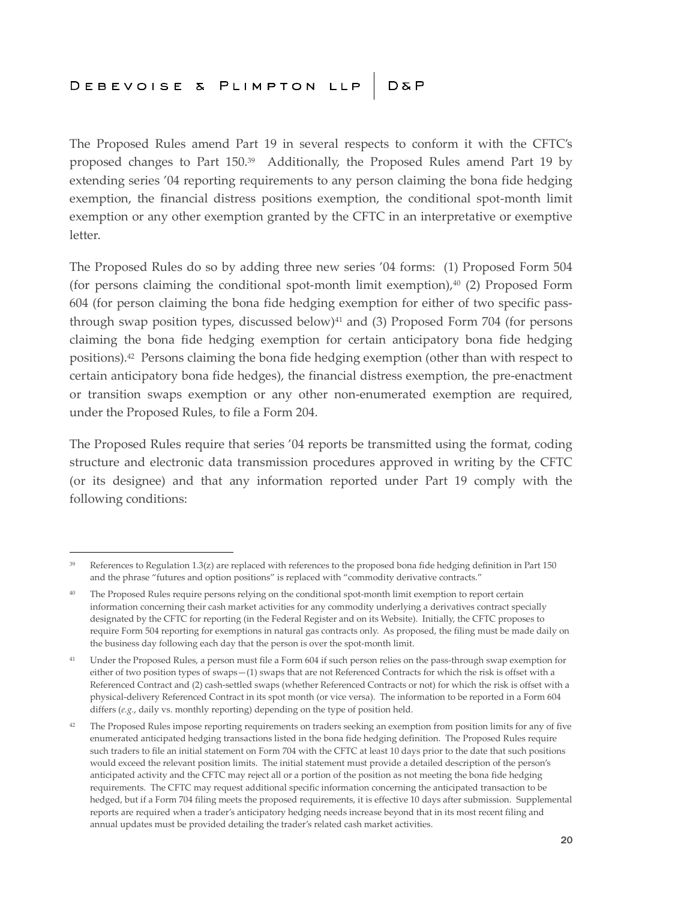The Proposed Rules amend Part 19 in several respects to conform it with the CFTC's proposed changes to Part 150.[39] Additionally, the Proposed Rules amend Part 19 by extending series '04 reporting requirements to any person claiming the bona fide hedging exemption, the financial distress positions exemption, the conditional spot-month limit exemption or any other exemption granted by the CFTC in an interpretative or exemptive letter.

The Proposed Rules do so by adding three new series '04 forms: (1) Proposed Form 504 (for persons claiming the conditional spot-month limit exemption),[40] (2) Proposed Form 604 (for person claiming the bona fide hedging exemption for either of two specific pass-through swap position types, discussed below)[41] and (3) Proposed Form 704 (for persons claiming the bona fide hedging exemption for certain anticipatory bona fide hedging positions).[42] Persons claiming the bona fide hedging exemption (other than with respect to certain anticipatory bona fide hedges), the financial distress exemption, the pre-enactment or transition swaps exemption or any other non-enumerated exemption are required, under the Proposed Rules, to file a Form 204.

The Proposed Rules require that series '04 reports be transmitted using the format, coding structure and electronic data transmission procedures approved in writing by the CFTC (or its designee) and that any information reported under Part 19 comply with the following conditions:

---

[39] References to Regulation 1.3(z) are replaced with references to the proposed bona fide hedging definition in Part 150 and the phrase "futures and option positions" is replaced with "commodity derivative contracts."

[40] The Proposed Rules require persons relying on the conditional spot-month limit exemption to report certain information concerning their cash market activities for any commodity underlying a derivatives contract specially designated by the CFTC for reporting (in the Federal Register and on its Website). Initially, the CFTC proposes to require Form 504 reporting for exemptions in natural gas contracts only. As proposed, the filing must be made daily on the business day following each day that the person is over the spot-month limit.

[41] Under the Proposed Rules, a person must file a Form 604 if such person relies on the pass-through swap exemption for either of two position types of swaps—(1) swaps that are not Referenced Contracts for which the risk is offset with a Referenced Contract and (2) cash-settled swaps (whether Referenced Contracts or not) for which the risk is offset with a physical-delivery Referenced Contract in its spot month (or vice versa). The information to be reported in a Form 604 differs (*e.g.*, daily vs. monthly reporting) depending on the type of position held.

[42] The Proposed Rules impose reporting requirements on traders seeking an exemption from position limits for any of five enumerated anticipated hedging transactions listed in the bona fide hedging definition. The Proposed Rules require such traders to file an initial statement on Form 704 with the CFTC at least 10 days prior to the date that such positions would exceed the relevant position limits. The initial statement must provide a detailed description of the person's anticipated activity and the CFTC may reject all or a portion of the position as not meeting the bona fide hedging requirements. The CFTC may request additional specific information concerning the anticipated transaction to be hedged, but if a Form 704 filing meets the proposed requirements, it is effective 10 days after submission. Supplemental reports are required when a trader's anticipatory hedging needs increase beyond that in its most recent filing and annual updates must be provided detailing the trader's related cash market activities.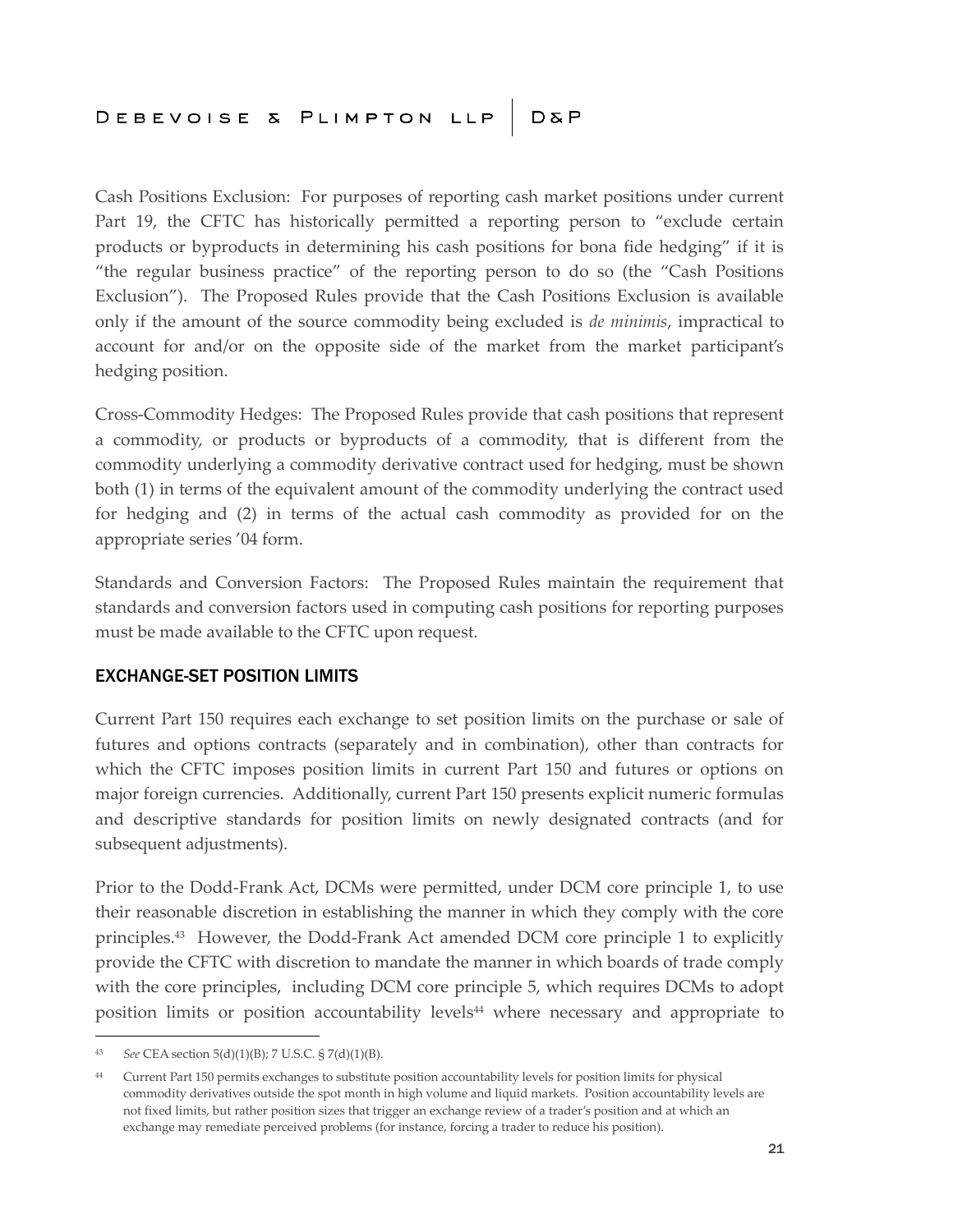Cash Positions Exclusion: For purposes of reporting cash market positions under current Part 19, the CFTC has historically permitted a reporting person to "exclude certain products or byproducts in determining his cash positions for bona fide hedging" if it is "the regular business practice" of the reporting person to do so (the "Cash Positions Exclusion"). The Proposed Rules provide that the Cash Positions Exclusion is available only if the amount of the source commodity being excluded is *de minimis*, impractical to account for and/or on the opposite side of the market from the market participant's hedging position.

Cross-Commodity Hedges: The Proposed Rules provide that cash positions that represent a commodity, or products or byproducts of a commodity, that is different from the commodity underlying a commodity derivative contract used for hedging, must be shown both (1) in terms of the equivalent amount of the commodity underlying the contract used for hedging and (2) in terms of the actual cash commodity as provided for on the appropriate series '04 form.

Standards and Conversion Factors: The Proposed Rules maintain the requirement that standards and conversion factors used in computing cash positions for reporting purposes must be made available to the CFTC upon request.

## EXCHANGE-SET POSITION LIMITS

Current Part 150 requires each exchange to set position limits on the purchase or sale of futures and options contracts (separately and in combination), other than contracts for which the CFTC imposes position limits in current Part 150 and futures or options on major foreign currencies. Additionally, current Part 150 presents explicit numeric formulas and descriptive standards for position limits on newly designated contracts (and for subsequent adjustments).

Prior to the Dodd-Frank Act, DCMs were permitted, under DCM core principle 1, to use their reasonable discretion in establishing the manner in which they comply with the core principles.[43] However, the Dodd-Frank Act amended DCM core principle 1 to explicitly provide the CFTC with discretion to mandate the manner in which boards of trade comply with the core principles, including DCM core principle 5, which requires DCMs to adopt position limits or position accountability levels[44] where necessary and appropriate to

---

[43] *See* CEA section 5(d)(1)(B); 7 U.S.C. § 7(d)(1)(B).

[44] Current Part 150 permits exchanges to substitute position accountability levels for position limits for physical commodity derivatives outside the spot month in high volume and liquid markets. Position accountability levels are not fixed limits, but rather position sizes that trigger an exchange review of a trader's position and at which an exchange may remediate perceived problems (for instance, forcing a trader to reduce his position).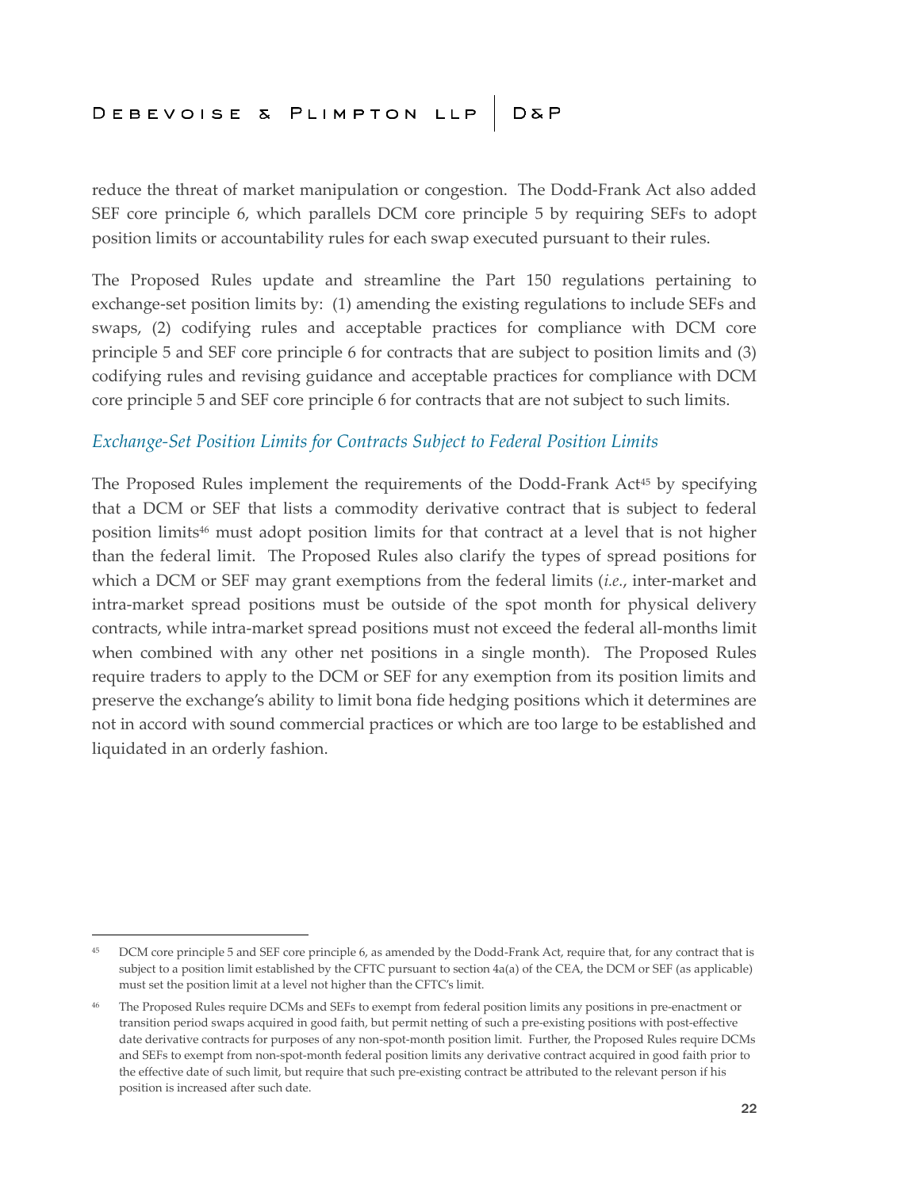reduce the threat of market manipulation or congestion. The Dodd-Frank Act also added SEF core principle 6, which parallels DCM core principle 5 by requiring SEFs to adopt position limits or accountability rules for each swap executed pursuant to their rules.

The Proposed Rules update and streamline the Part 150 regulations pertaining to exchange-set position limits by: (1) amending the existing regulations to include SEFs and swaps, (2) codifying rules and acceptable practices for compliance with DCM core principle 5 and SEF core principle 6 for contracts that are subject to position limits and (3) codifying rules and revising guidance and acceptable practices for compliance with DCM core principle 5 and SEF core principle 6 for contracts that are not subject to such limits.

### *Exchange-Set Position Limits for Contracts Subject to Federal Position Limits*

The Proposed Rules implement the requirements of the Dodd-Frank Act[45] by specifying that a DCM or SEF that lists a commodity derivative contract that is subject to federal position limits[46] must adopt position limits for that contract at a level that is not higher than the federal limit. The Proposed Rules also clarify the types of spread positions for which a DCM or SEF may grant exemptions from the federal limits (*i.e.*, inter-market and intra-market spread positions must be outside of the spot month for physical delivery contracts, while intra-market spread positions must not exceed the federal all-months limit when combined with any other net positions in a single month). The Proposed Rules require traders to apply to the DCM or SEF for any exemption from its position limits and preserve the exchange's ability to limit bona fide hedging positions which it determines are not in accord with sound commercial practices or which are too large to be established and liquidated in an orderly fashion.

---

[45] DCM core principle 5 and SEF core principle 6, as amended by the Dodd-Frank Act, require that, for any contract that is subject to a position limit established by the CFTC pursuant to section 4a(a) of the CEA, the DCM or SEF (as applicable) must set the position limit at a level not higher than the CFTC's limit.

[46] The Proposed Rules require DCMs and SEFs to exempt from federal position limits any positions in pre-enactment or transition period swaps acquired in good faith, but permit netting of such a pre-existing positions with post-effective date derivative contracts for purposes of any non-spot-month position limit. Further, the Proposed Rules require DCMs and SEFs to exempt from non-spot-month federal position limits any derivative contract acquired in good faith prior to the effective date of such limit, but require that such pre-existing contract be attributed to the relevant person if his position is increased after such date.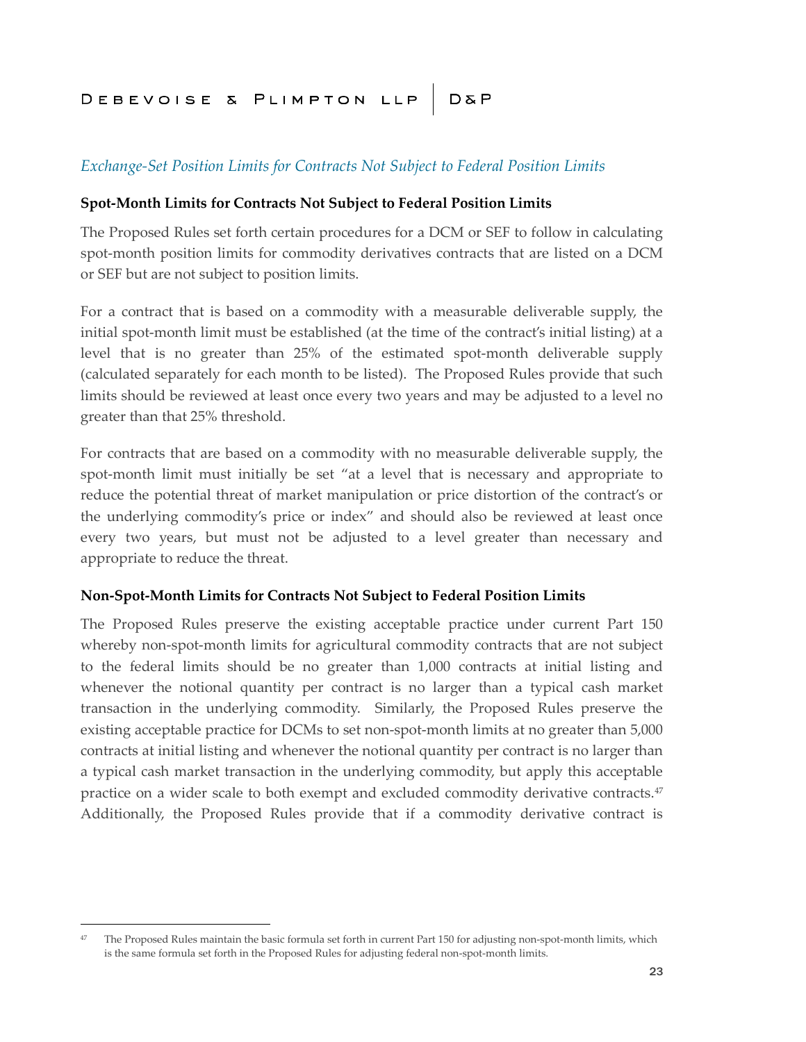### *Exchange-Set Position Limits for Contracts Not Subject to Federal Position Limits*

**Spot-Month Limits for Contracts Not Subject to Federal Position Limits**

The Proposed Rules set forth certain procedures for a DCM or SEF to follow in calculating spot-month position limits for commodity derivatives contracts that are listed on a DCM or SEF but are not subject to position limits.

For a contract that is based on a commodity with a measurable deliverable supply, the initial spot-month limit must be established (at the time of the contract's initial listing) at a level that is no greater than 25% of the estimated spot-month deliverable supply (calculated separately for each month to be listed). The Proposed Rules provide that such limits should be reviewed at least once every two years and may be adjusted to a level no greater than that 25% threshold.

For contracts that are based on a commodity with no measurable deliverable supply, the spot-month limit must initially be set "at a level that is necessary and appropriate to reduce the potential threat of market manipulation or price distortion of the contract's or the underlying commodity's price or index" and should also be reviewed at least once every two years, but must not be adjusted to a level greater than necessary and appropriate to reduce the threat.

**Non-Spot-Month Limits for Contracts Not Subject to Federal Position Limits**

The Proposed Rules preserve the existing acceptable practice under current Part 150 whereby non-spot-month limits for agricultural commodity contracts that are not subject to the federal limits should be no greater than 1,000 contracts at initial listing and whenever the notional quantity per contract is no larger than a typical cash market transaction in the underlying commodity. Similarly, the Proposed Rules preserve the existing acceptable practice for DCMs to set non-spot-month limits at no greater than 5,000 contracts at initial listing and whenever the notional quantity per contract is no larger than a typical cash market transaction in the underlying commodity, but apply this acceptable practice on a wider scale to both exempt and excluded commodity derivative contracts.[47] Additionally, the Proposed Rules provide that if a commodity derivative contract is

---

[47] The Proposed Rules maintain the basic formula set forth in current Part 150 for adjusting non-spot-month limits, which is the same formula set forth in the Proposed Rules for adjusting federal non-spot-month limits.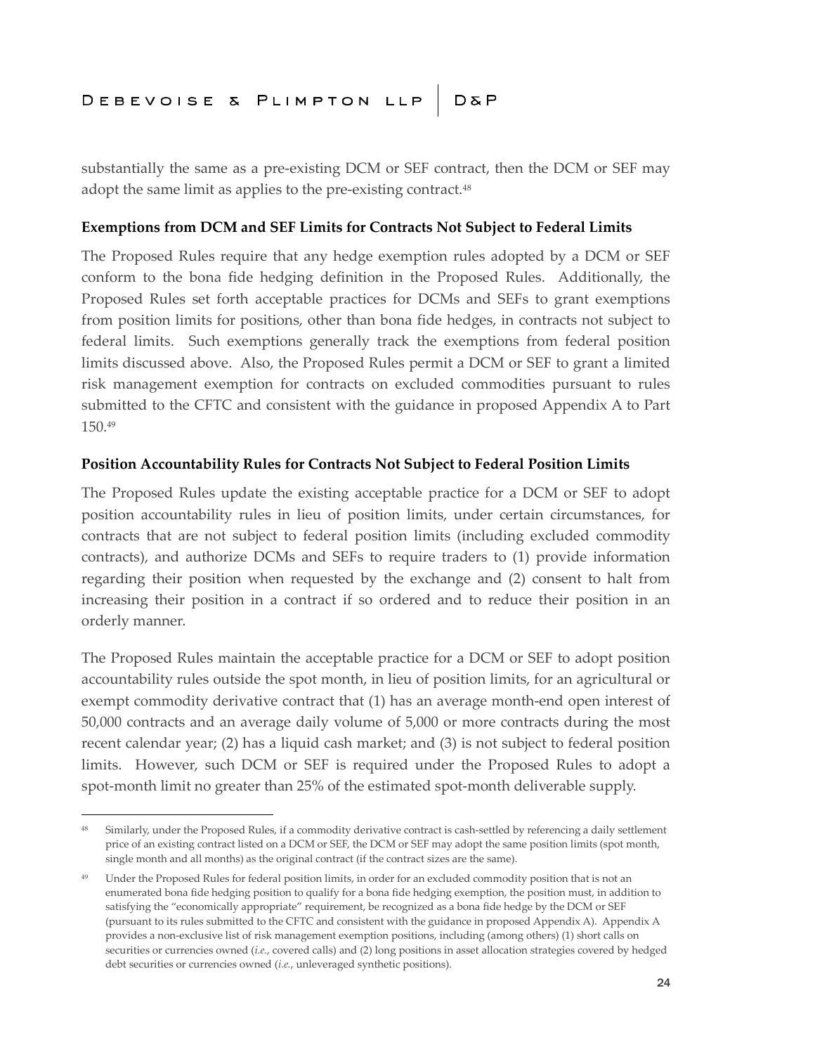substantially the same as a pre-existing DCM or SEF contract, then the DCM or SEF may adopt the same limit as applies to the pre-existing contract.[48]

### Exemptions from DCM and SEF Limits for Contracts Not Subject to Federal Limits

The Proposed Rules require that any hedge exemption rules adopted by a DCM or SEF conform to the bona fide hedging definition in the Proposed Rules. Additionally, the Proposed Rules set forth acceptable practices for DCMs and SEFs to grant exemptions from position limits for positions, other than bona fide hedges, in contracts not subject to federal limits. Such exemptions generally track the exemptions from federal position limits discussed above. Also, the Proposed Rules permit a DCM or SEF to grant a limited risk management exemption for contracts on excluded commodities pursuant to rules submitted to the CFTC and consistent with the guidance in proposed Appendix A to Part 150.[49]

### Position Accountability Rules for Contracts Not Subject to Federal Position Limits

The Proposed Rules update the existing acceptable practice for a DCM or SEF to adopt position accountability rules in lieu of position limits, under certain circumstances, for contracts that are not subject to federal position limits (including excluded commodity contracts), and authorize DCMs and SEFs to require traders to (1) provide information regarding their position when requested by the exchange and (2) consent to halt from increasing their position in a contract if so ordered and to reduce their position in an orderly manner.

The Proposed Rules maintain the acceptable practice for a DCM or SEF to adopt position accountability rules outside the spot month, in lieu of position limits, for an agricultural or exempt commodity derivative contract that (1) has an average month-end open interest of 50,000 contracts and an average daily volume of 5,000 or more contracts during the most recent calendar year; (2) has a liquid cash market; and (3) is not subject to federal position limits. However, such DCM or SEF is required under the Proposed Rules to adopt a spot-month limit no greater than 25% of the estimated spot-month deliverable supply.

---

[48] Similarly, under the Proposed Rules, if a commodity derivative contract is cash-settled by referencing a daily settlement price of an existing contract listed on a DCM or SEF, the DCM or SEF may adopt the same position limits (spot month, single month and all months) as the original contract (if the contract sizes are the same).

[49] Under the Proposed Rules for federal position limits, in order for an excluded commodity position that is not an enumerated bona fide hedging position to qualify for a bona fide hedging exemption, the position must, in addition to satisfying the "economically appropriate" requirement, be recognized as a bona fide hedge by the DCM or SEF (pursuant to its rules submitted to the CFTC and consistent with the guidance in proposed Appendix A). Appendix A provides a non-exclusive list of risk management exemption positions, including (among others) (1) short calls on securities or currencies owned (*i.e.*, covered calls) and (2) long positions in asset allocation strategies covered by hedged debt securities or currencies owned (*i.e.*, unleveraged synthetic positions).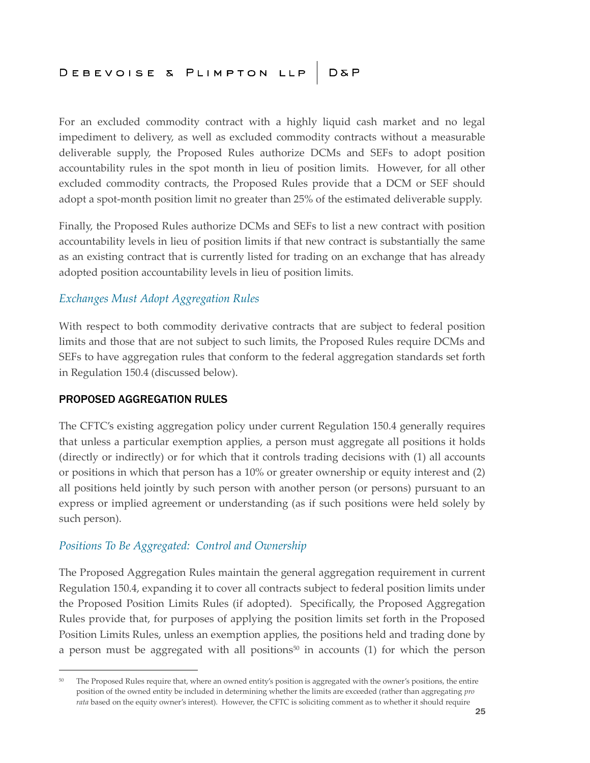For an excluded commodity contract with a highly liquid cash market and no legal impediment to delivery, as well as excluded commodity contracts without a measurable deliverable supply, the Proposed Rules authorize DCMs and SEFs to adopt position accountability rules in the spot month in lieu of position limits. However, for all other excluded commodity contracts, the Proposed Rules provide that a DCM or SEF should adopt a spot-month position limit no greater than 25% of the estimated deliverable supply.

Finally, the Proposed Rules authorize DCMs and SEFs to list a new contract with position accountability levels in lieu of position limits if that new contract is substantially the same as an existing contract that is currently listed for trading on an exchange that has already adopted position accountability levels in lieu of position limits.

### *Exchanges Must Adopt Aggregation Rules*

With respect to both commodity derivative contracts that are subject to federal position limits and those that are not subject to such limits, the Proposed Rules require DCMs and SEFs to have aggregation rules that conform to the federal aggregation standards set forth in Regulation 150.4 (discussed below).

## PROPOSED AGGREGATION RULES

The CFTC's existing aggregation policy under current Regulation 150.4 generally requires that unless a particular exemption applies, a person must aggregate all positions it holds (directly or indirectly) or for which that it controls trading decisions with (1) all accounts or positions in which that person has a 10% or greater ownership or equity interest and (2) all positions held jointly by such person with another person (or persons) pursuant to an express or implied agreement or understanding (as if such positions were held solely by such person).

### *Positions To Be Aggregated: Control and Ownership*

The Proposed Aggregation Rules maintain the general aggregation requirement in current Regulation 150.4, expanding it to cover all contracts subject to federal position limits under the Proposed Position Limits Rules (if adopted). Specifically, the Proposed Aggregation Rules provide that, for purposes of applying the position limits set forth in the Proposed Position Limits Rules, unless an exemption applies, the positions held and trading done by a person must be aggregated with all positions[50] in accounts (1) for which the person

[50] The Proposed Rules require that, where an owned entity's position is aggregated with the owner's positions, the entire position of the owned entity be included in determining whether the limits are exceeded (rather than aggregating *pro rata* based on the equity owner's interest). However, the CFTC is soliciting comment as to whether it should require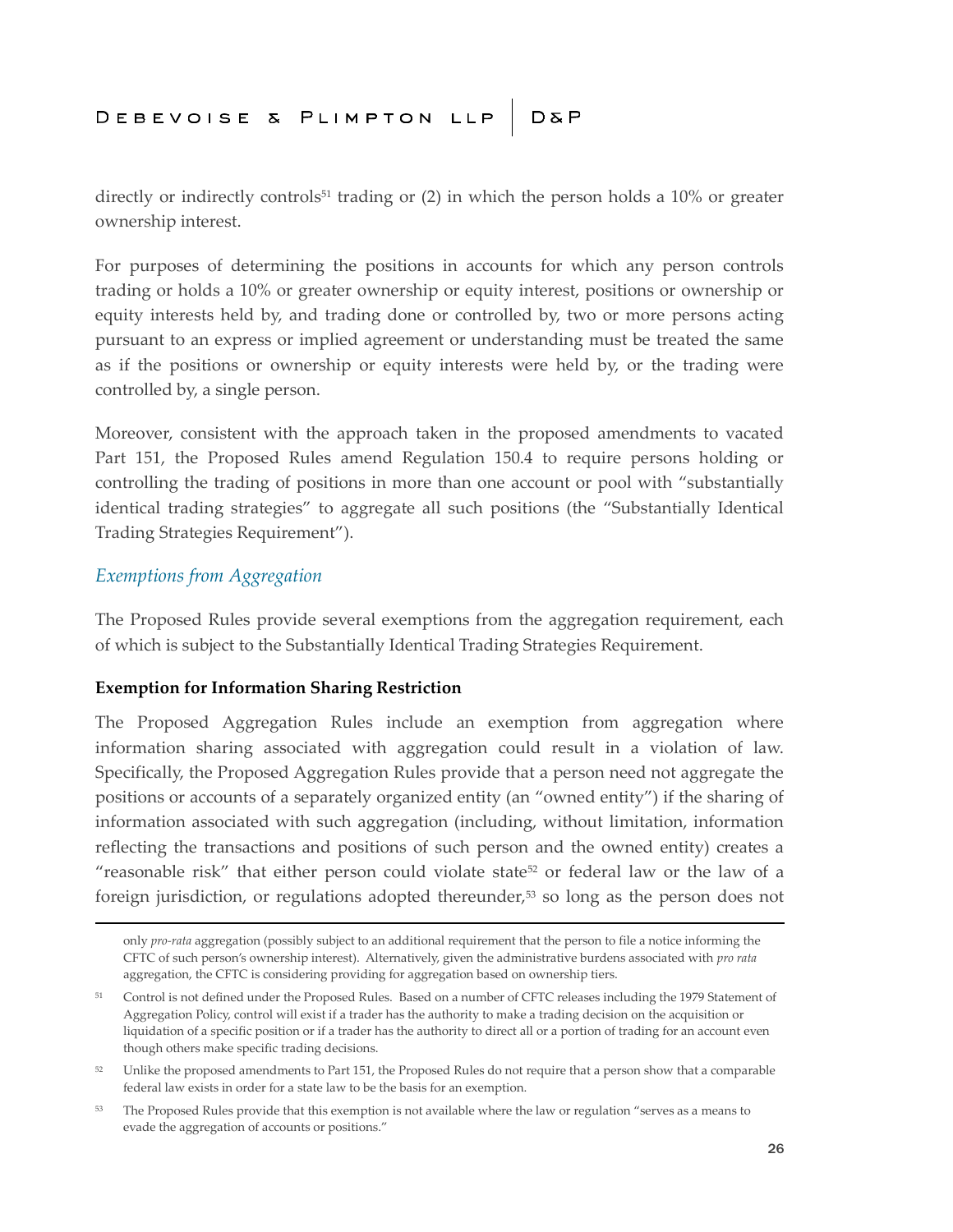directly or indirectly controls[51] trading or (2) in which the person holds a 10% or greater ownership interest.

For purposes of determining the positions in accounts for which any person controls trading or holds a 10% or greater ownership or equity interest, positions or ownership or equity interests held by, and trading done or controlled by, two or more persons acting pursuant to an express or implied agreement or understanding must be treated the same as if the positions or ownership or equity interests were held by, or the trading were controlled by, a single person.

Moreover, consistent with the approach taken in the proposed amendments to vacated Part 151, the Proposed Rules amend Regulation 150.4 to require persons holding or controlling the trading of positions in more than one account or pool with "substantially identical trading strategies" to aggregate all such positions (the "Substantially Identical Trading Strategies Requirement").

### *Exemptions from Aggregation*

The Proposed Rules provide several exemptions from the aggregation requirement, each of which is subject to the Substantially Identical Trading Strategies Requirement.

**Exemption for Information Sharing Restriction**

The Proposed Aggregation Rules include an exemption from aggregation where information sharing associated with aggregation could result in a violation of law. Specifically, the Proposed Aggregation Rules provide that a person need not aggregate the positions or accounts of a separately organized entity (an "owned entity") if the sharing of information associated with such aggregation (including, without limitation, information reflecting the transactions and positions of such person and the owned entity) creates a "reasonable risk" that either person could violate state[52] or federal law or the law of a foreign jurisdiction, or regulations adopted thereunder,[53] so long as the person does not

---

only *pro-rata* aggregation (possibly subject to an additional requirement that the person to file a notice informing the CFTC of such person's ownership interest). Alternatively, given the administrative burdens associated with *pro rata* aggregation, the CFTC is considering providing for aggregation based on ownership tiers.

[51] Control is not defined under the Proposed Rules. Based on a number of CFTC releases including the 1979 Statement of Aggregation Policy, control will exist if a trader has the authority to make a trading decision on the acquisition or liquidation of a specific position or if a trader has the authority to direct all or a portion of trading for an account even though others make specific trading decisions.

[52] Unlike the proposed amendments to Part 151, the Proposed Rules do not require that a person show that a comparable federal law exists in order for a state law to be the basis for an exemption.

[53] The Proposed Rules provide that this exemption is not available where the law or regulation "serves as a means to evade the aggregation of accounts or positions."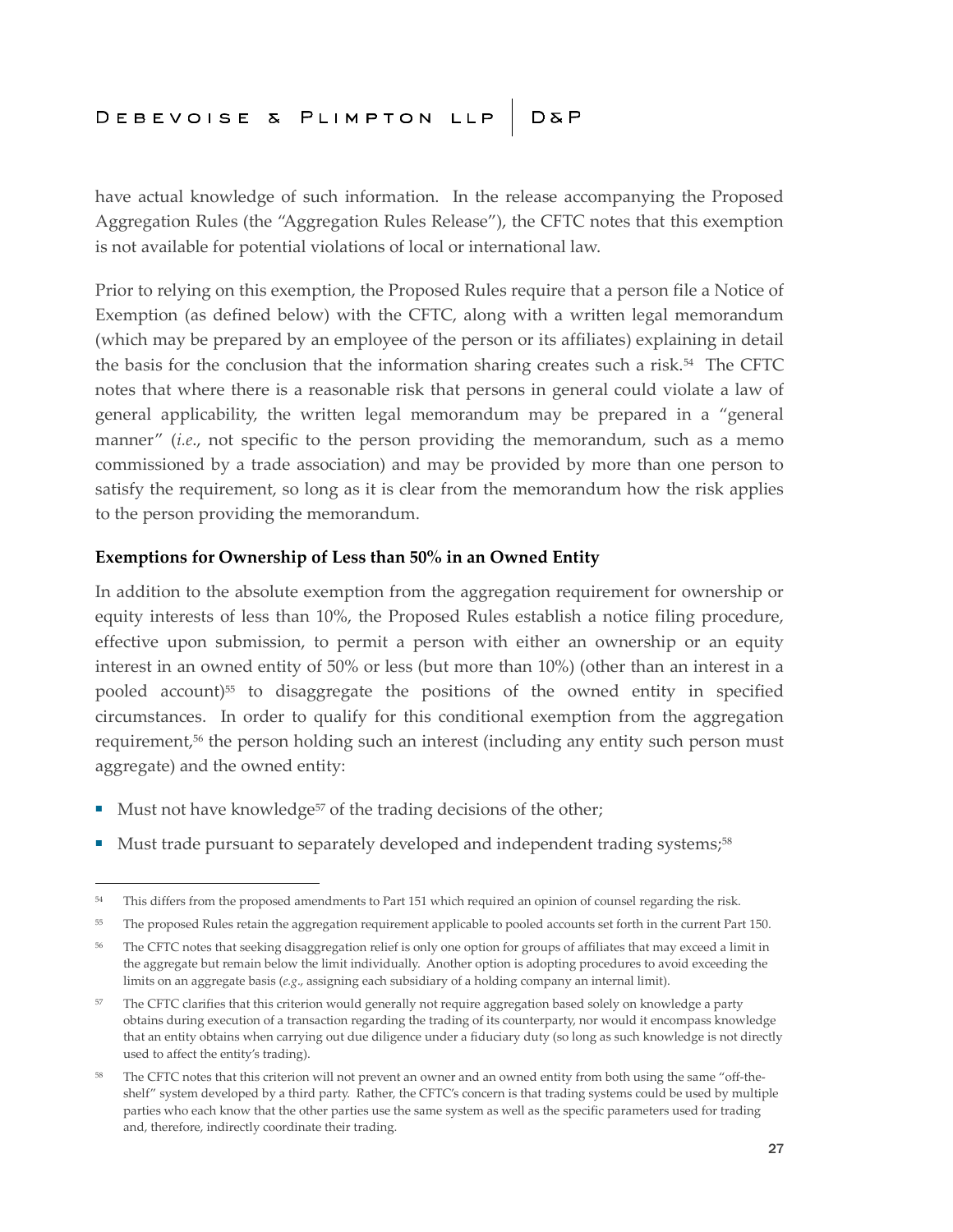have actual knowledge of such information. In the release accompanying the Proposed Aggregation Rules (the "Aggregation Rules Release"), the CFTC notes that this exemption is not available for potential violations of local or international law.

Prior to relying on this exemption, the Proposed Rules require that a person file a Notice of Exemption (as defined below) with the CFTC, along with a written legal memorandum (which may be prepared by an employee of the person or its affiliates) explaining in detail the basis for the conclusion that the information sharing creates such a risk.[54] The CFTC notes that where there is a reasonable risk that persons in general could violate a law of general applicability, the written legal memorandum may be prepared in a "general manner" (*i.e*., not specific to the person providing the memorandum, such as a memo commissioned by a trade association) and may be provided by more than one person to satisfy the requirement, so long as it is clear from the memorandum how the risk applies to the person providing the memorandum.

**Exemptions for Ownership of Less than 50% in an Owned Entity**

In addition to the absolute exemption from the aggregation requirement for ownership or equity interests of less than 10%, the Proposed Rules establish a notice filing procedure, effective upon submission, to permit a person with either an ownership or an equity interest in an owned entity of 50% or less (but more than 10%) (other than an interest in a pooled account)[55] to disaggregate the positions of the owned entity in specified circumstances. In order to qualify for this conditional exemption from the aggregation requirement,[56] the person holding such an interest (including any entity such person must aggregate) and the owned entity:

- Must not have knowledge[57] of the trading decisions of the other;
- Must trade pursuant to separately developed and independent trading systems;[58]

---

[54] This differs from the proposed amendments to Part 151 which required an opinion of counsel regarding the risk.

[55] The proposed Rules retain the aggregation requirement applicable to pooled accounts set forth in the current Part 150.

[56] The CFTC notes that seeking disaggregation relief is only one option for groups of affiliates that may exceed a limit in the aggregate but remain below the limit individually. Another option is adopting procedures to avoid exceeding the limits on an aggregate basis (*e.g*., assigning each subsidiary of a holding company an internal limit).

[57] The CFTC clarifies that this criterion would generally not require aggregation based solely on knowledge a party obtains during execution of a transaction regarding the trading of its counterparty, nor would it encompass knowledge that an entity obtains when carrying out due diligence under a fiduciary duty (so long as such knowledge is not directly used to affect the entity's trading).

[58] The CFTC notes that this criterion will not prevent an owner and an owned entity from both using the same "off-the-shelf" system developed by a third party. Rather, the CFTC's concern is that trading systems could be used by multiple parties who each know that the other parties use the same system as well as the specific parameters used for trading and, therefore, indirectly coordinate their trading.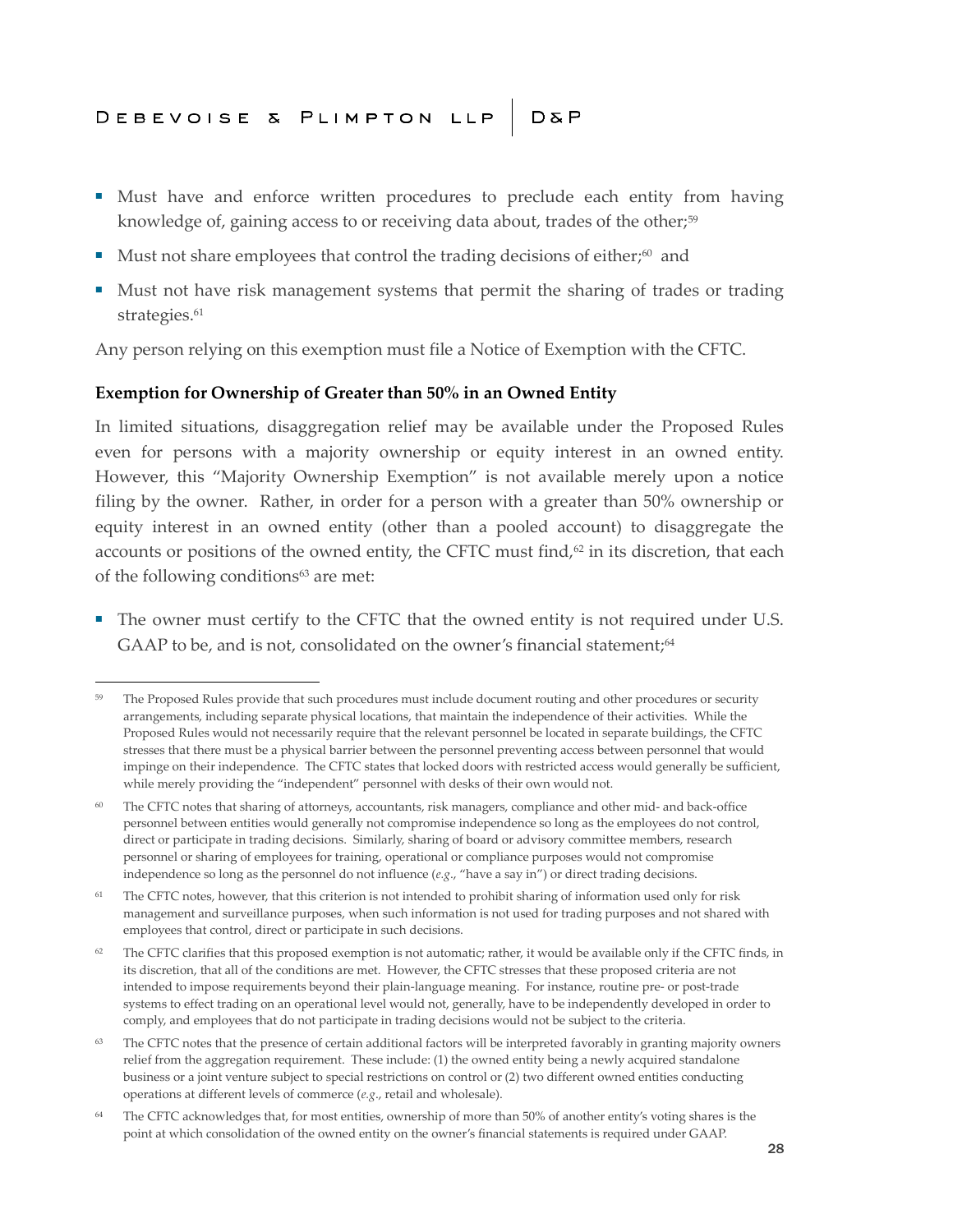- Must have and enforce written procedures to preclude each entity from having knowledge of, gaining access to or receiving data about, trades of the other;[59]
- Must not share employees that control the trading decisions of either;[60] and
- Must not have risk management systems that permit the sharing of trades or trading strategies.[61]

Any person relying on this exemption must file a Notice of Exemption with the CFTC.

**Exemption for Ownership of Greater than 50% in an Owned Entity**

In limited situations, disaggregation relief may be available under the Proposed Rules even for persons with a majority ownership or equity interest in an owned entity. However, this "Majority Ownership Exemption" is not available merely upon a notice filing by the owner. Rather, in order for a person with a greater than 50% ownership or equity interest in an owned entity (other than a pooled account) to disaggregate the accounts or positions of the owned entity, the CFTC must find,[62] in its discretion, that each of the following conditions[63] are met:

- The owner must certify to the CFTC that the owned entity is not required under U.S. GAAP to be, and is not, consolidated on the owner's financial statement;[64]

---

[59] The Proposed Rules provide that such procedures must include document routing and other procedures or security arrangements, including separate physical locations, that maintain the independence of their activities. While the Proposed Rules would not necessarily require that the relevant personnel be located in separate buildings, the CFTC stresses that there must be a physical barrier between the personnel preventing access between personnel that would impinge on their independence. The CFTC states that locked doors with restricted access would generally be sufficient, while merely providing the "independent" personnel with desks of their own would not.

[60] The CFTC notes that sharing of attorneys, accountants, risk managers, compliance and other mid- and back-office personnel between entities would generally not compromise independence so long as the employees do not control, direct or participate in trading decisions. Similarly, sharing of board or advisory committee members, research personnel or sharing of employees for training, operational or compliance purposes would not compromise independence so long as the personnel do not influence (*e.g.*, "have a say in") or direct trading decisions.

[61] The CFTC notes, however, that this criterion is not intended to prohibit sharing of information used only for risk management and surveillance purposes, when such information is not used for trading purposes and not shared with employees that control, direct or participate in such decisions.

[62] The CFTC clarifies that this proposed exemption is not automatic; rather, it would be available only if the CFTC finds, in its discretion, that all of the conditions are met. However, the CFTC stresses that these proposed criteria are not intended to impose requirements beyond their plain-language meaning. For instance, routine pre- or post-trade systems to effect trading on an operational level would not, generally, have to be independently developed in order to comply, and employees that do not participate in trading decisions would not be subject to the criteria.

[63] The CFTC notes that the presence of certain additional factors will be interpreted favorably in granting majority owners relief from the aggregation requirement. These include: (1) the owned entity being a newly acquired standalone business or a joint venture subject to special restrictions on control or (2) two different owned entities conducting operations at different levels of commerce (*e.g.*, retail and wholesale).

[64] The CFTC acknowledges that, for most entities, ownership of more than 50% of another entity's voting shares is the point at which consolidation of the owned entity on the owner's financial statements is required under GAAP.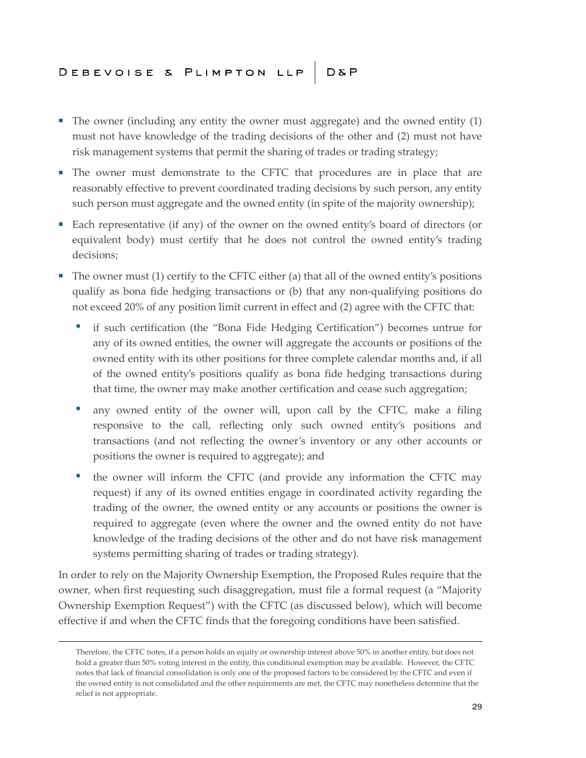- The owner (including any entity the owner must aggregate) and the owned entity (1) must not have knowledge of the trading decisions of the other and (2) must not have risk management systems that permit the sharing of trades or trading strategy;
- The owner must demonstrate to the CFTC that procedures are in place that are reasonably effective to prevent coordinated trading decisions by such person, any entity such person must aggregate and the owned entity (in spite of the majority ownership);
- Each representative (if any) of the owner on the owned entity's board of directors (or equivalent body) must certify that he does not control the owned entity's trading decisions;
- The owner must (1) certify to the CFTC either (a) that all of the owned entity's positions qualify as bona fide hedging transactions or (b) that any non-qualifying positions do not exceed 20% of any position limit current in effect and (2) agree with the CFTC that:
  - if such certification (the "Bona Fide Hedging Certification") becomes untrue for any of its owned entities, the owner will aggregate the accounts or positions of the owned entity with its other positions for three complete calendar months and, if all of the owned entity's positions qualify as bona fide hedging transactions during that time, the owner may make another certification and cease such aggregation;
  - any owned entity of the owner will, upon call by the CFTC, make a filing responsive to the call, reflecting only such owned entity's positions and transactions (and not reflecting the owner's inventory or any other accounts or positions the owner is required to aggregate); and
  - the owner will inform the CFTC (and provide any information the CFTC may request) if any of its owned entities engage in coordinated activity regarding the trading of the owner, the owned entity or any accounts or positions the owner is required to aggregate (even where the owner and the owned entity do not have knowledge of the trading decisions of the other and do not have risk management systems permitting sharing of trades or trading strategy).

In order to rely on the Majority Ownership Exemption, the Proposed Rules require that the owner, when first requesting such disaggregation, must file a formal request (a "Majority Ownership Exemption Request") with the CFTC (as discussed below), which will become effective if and when the CFTC finds that the foregoing conditions have been satisfied.

---

Therefore, the CFTC notes, if a person holds an equity or ownership interest above 50% in another entity, but does not hold a greater than 50% voting interest in the entity, this conditional exemption may be available. However, the CFTC notes that lack of financial consolidation is only one of the proposed factors to be considered by the CFTC and even if the owned entity is not consolidated and the other requirements are met, the CFTC may nonetheless determine that the relief is not appropriate.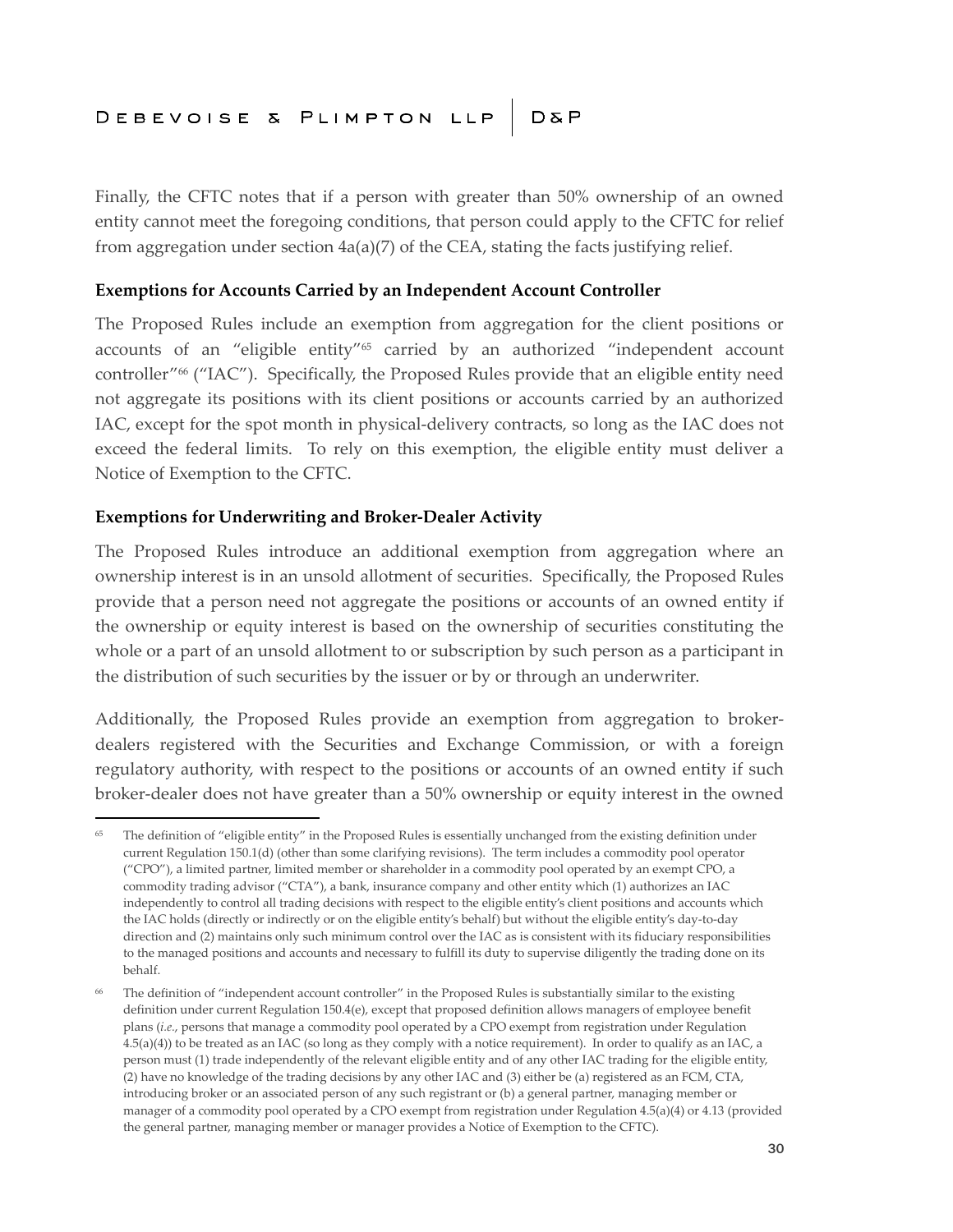Finally, the CFTC notes that if a person with greater than 50% ownership of an owned entity cannot meet the foregoing conditions, that person could apply to the CFTC for relief from aggregation under section 4a(a)(7) of the CEA, stating the facts justifying relief.

### Exemptions for Accounts Carried by an Independent Account Controller

The Proposed Rules include an exemption from aggregation for the client positions or accounts of an "eligible entity"[65] carried by an authorized "independent account controller"[66] ("IAC"). Specifically, the Proposed Rules provide that an eligible entity need not aggregate its positions with its client positions or accounts carried by an authorized IAC, except for the spot month in physical-delivery contracts, so long as the IAC does not exceed the federal limits. To rely on this exemption, the eligible entity must deliver a Notice of Exemption to the CFTC.

### Exemptions for Underwriting and Broker-Dealer Activity

The Proposed Rules introduce an additional exemption from aggregation where an ownership interest is in an unsold allotment of securities. Specifically, the Proposed Rules provide that a person need not aggregate the positions or accounts of an owned entity if the ownership or equity interest is based on the ownership of securities constituting the whole or a part of an unsold allotment to or subscription by such person as a participant in the distribution of such securities by the issuer or by or through an underwriter.

Additionally, the Proposed Rules provide an exemption from aggregation to broker-dealers registered with the Securities and Exchange Commission, or with a foreign regulatory authority, with respect to the positions or accounts of an owned entity if such broker-dealer does not have greater than a 50% ownership or equity interest in the owned

---

[65] The definition of "eligible entity" in the Proposed Rules is essentially unchanged from the existing definition under current Regulation 150.1(d) (other than some clarifying revisions). The term includes a commodity pool operator ("CPO"), a limited partner, limited member or shareholder in a commodity pool operated by an exempt CPO, a commodity trading advisor ("CTA"), a bank, insurance company and other entity which (1) authorizes an IAC independently to control all trading decisions with respect to the eligible entity's client positions and accounts which the IAC holds (directly or indirectly or on the eligible entity's behalf) but without the eligible entity's day-to-day direction and (2) maintains only such minimum control over the IAC as is consistent with its fiduciary responsibilities to the managed positions and accounts and necessary to fulfill its duty to supervise diligently the trading done on its behalf.

[66] The definition of "independent account controller" in the Proposed Rules is substantially similar to the existing definition under current Regulation 150.4(e), except that proposed definition allows managers of employee benefit plans (*i.e.*, persons that manage a commodity pool operated by a CPO exempt from registration under Regulation 4.5(a)(4)) to be treated as an IAC (so long as they comply with a notice requirement). In order to qualify as an IAC, a person must (1) trade independently of the relevant eligible entity and of any other IAC trading for the eligible entity, (2) have no knowledge of the trading decisions by any other IAC and (3) either be (a) registered as an FCM, CTA, introducing broker or an associated person of any such registrant or (b) a general partner, managing member or manager of a commodity pool operated by a CPO exempt from registration under Regulation 4.5(a)(4) or 4.13 (provided the general partner, managing member or manager provides a Notice of Exemption to the CFTC).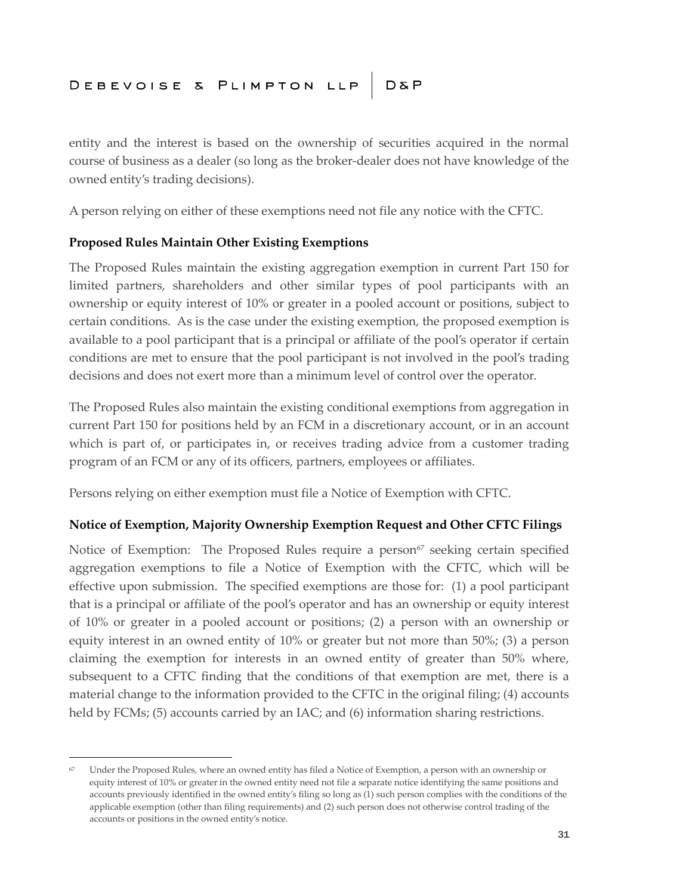entity and the interest is based on the ownership of securities acquired in the normal course of business as a dealer (so long as the broker-dealer does not have knowledge of the owned entity's trading decisions).

A person relying on either of these exemptions need not file any notice with the CFTC.

### Proposed Rules Maintain Other Existing Exemptions

The Proposed Rules maintain the existing aggregation exemption in current Part 150 for limited partners, shareholders and other similar types of pool participants with an ownership or equity interest of 10% or greater in a pooled account or positions, subject to certain conditions. As is the case under the existing exemption, the proposed exemption is available to a pool participant that is a principal or affiliate of the pool's operator if certain conditions are met to ensure that the pool participant is not involved in the pool's trading decisions and does not exert more than a minimum level of control over the operator.

The Proposed Rules also maintain the existing conditional exemptions from aggregation in current Part 150 for positions held by an FCM in a discretionary account, or in an account which is part of, or participates in, or receives trading advice from a customer trading program of an FCM or any of its officers, partners, employees or affiliates.

Persons relying on either exemption must file a Notice of Exemption with CFTC.

### Notice of Exemption, Majority Ownership Exemption Request and Other CFTC Filings

Notice of Exemption: The Proposed Rules require a person[67] seeking certain specified aggregation exemptions to file a Notice of Exemption with the CFTC, which will be effective upon submission. The specified exemptions are those for: (1) a pool participant that is a principal or affiliate of the pool's operator and has an ownership or equity interest of 10% or greater in a pooled account or positions; (2) a person with an ownership or equity interest in an owned entity of 10% or greater but not more than 50%; (3) a person claiming the exemption for interests in an owned entity of greater than 50% where, subsequent to a CFTC finding that the conditions of that exemption are met, there is a material change to the information provided to the CFTC in the original filing; (4) accounts held by FCMs; (5) accounts carried by an IAC; and (6) information sharing restrictions.

---

[67] Under the Proposed Rules, where an owned entity has filed a Notice of Exemption, a person with an ownership or equity interest of 10% or greater in the owned entity need not file a separate notice identifying the same positions and accounts previously identified in the owned entity's filing so long as (1) such person complies with the conditions of the applicable exemption (other than filing requirements) and (2) such person does not otherwise control trading of the accounts or positions in the owned entity's notice.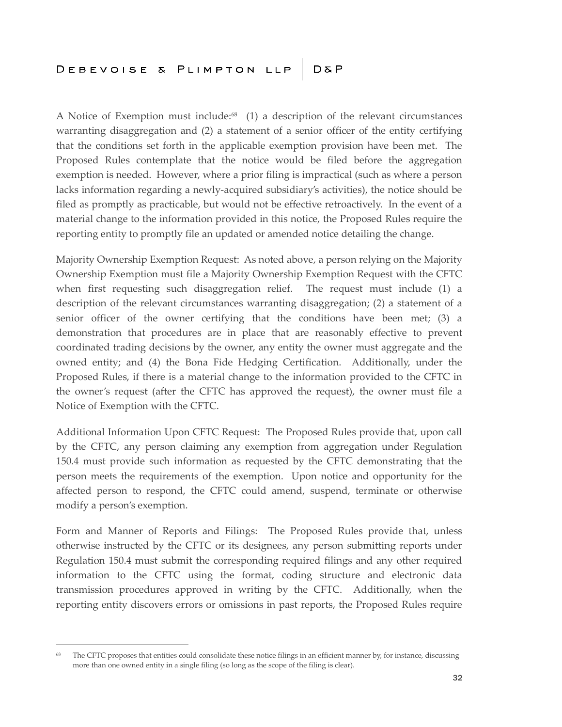A Notice of Exemption must include:[68] (1) a description of the relevant circumstances warranting disaggregation and (2) a statement of a senior officer of the entity certifying that the conditions set forth in the applicable exemption provision have been met. The Proposed Rules contemplate that the notice would be filed before the aggregation exemption is needed. However, where a prior filing is impractical (such as where a person lacks information regarding a newly-acquired subsidiary's activities), the notice should be filed as promptly as practicable, but would not be effective retroactively. In the event of a material change to the information provided in this notice, the Proposed Rules require the reporting entity to promptly file an updated or amended notice detailing the change.

Majority Ownership Exemption Request: As noted above, a person relying on the Majority Ownership Exemption must file a Majority Ownership Exemption Request with the CFTC when first requesting such disaggregation relief. The request must include (1) a description of the relevant circumstances warranting disaggregation; (2) a statement of a senior officer of the owner certifying that the conditions have been met; (3) a demonstration that procedures are in place that are reasonably effective to prevent coordinated trading decisions by the owner, any entity the owner must aggregate and the owned entity; and (4) the Bona Fide Hedging Certification. Additionally, under the Proposed Rules, if there is a material change to the information provided to the CFTC in the owner's request (after the CFTC has approved the request), the owner must file a Notice of Exemption with the CFTC.

Additional Information Upon CFTC Request: The Proposed Rules provide that, upon call by the CFTC, any person claiming any exemption from aggregation under Regulation 150.4 must provide such information as requested by the CFTC demonstrating that the person meets the requirements of the exemption. Upon notice and opportunity for the affected person to respond, the CFTC could amend, suspend, terminate or otherwise modify a person's exemption.

Form and Manner of Reports and Filings: The Proposed Rules provide that, unless otherwise instructed by the CFTC or its designees, any person submitting reports under Regulation 150.4 must submit the corresponding required filings and any other required information to the CFTC using the format, coding structure and electronic data transmission procedures approved in writing by the CFTC. Additionally, when the reporting entity discovers errors or omissions in past reports, the Proposed Rules require

---

[68] The CFTC proposes that entities could consolidate these notice filings in an efficient manner by, for instance, discussing more than one owned entity in a single filing (so long as the scope of the filing is clear).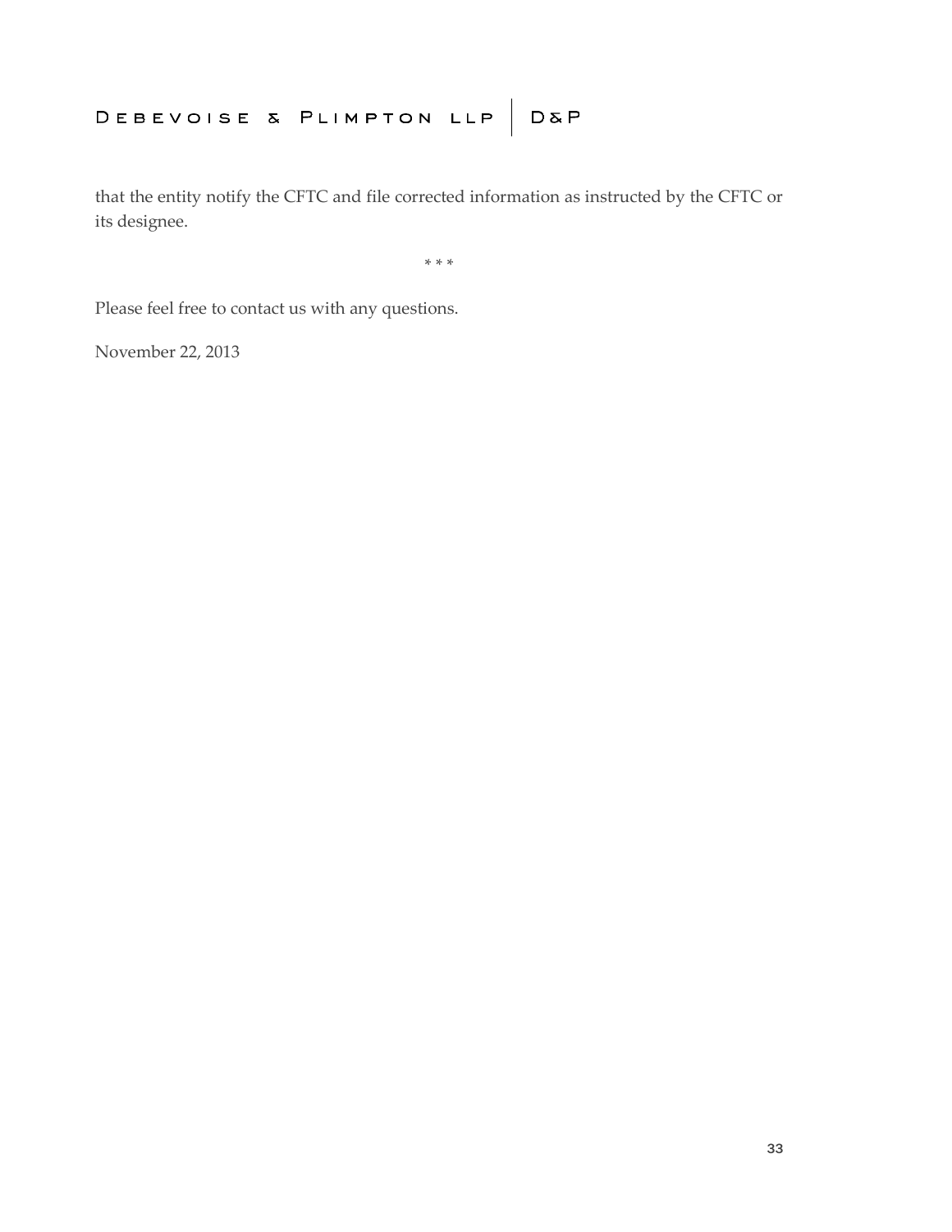that the entity notify the CFTC and file corrected information as instructed by the CFTC or its designee.

\* \* \*

Please feel free to contact us with any questions.

November 22, 2013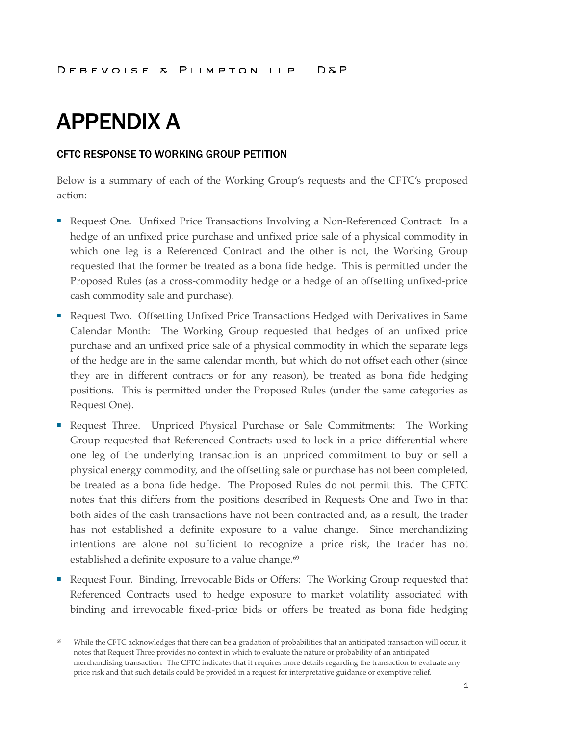# APPENDIX A

## CFTC RESPONSE TO WORKING GROUP PETITION

Below is a summary of each of the Working Group's requests and the CFTC's proposed action:

- Request One. Unfixed Price Transactions Involving a Non-Referenced Contract: In a hedge of an unfixed price purchase and unfixed price sale of a physical commodity in which one leg is a Referenced Contract and the other is not, the Working Group requested that the former be treated as a bona fide hedge. This is permitted under the Proposed Rules (as a cross-commodity hedge or a hedge of an offsetting unfixed-price cash commodity sale and purchase).
- Request Two. Offsetting Unfixed Price Transactions Hedged with Derivatives in Same Calendar Month: The Working Group requested that hedges of an unfixed price purchase and an unfixed price sale of a physical commodity in which the separate legs of the hedge are in the same calendar month, but which do not offset each other (since they are in different contracts or for any reason), be treated as bona fide hedging positions. This is permitted under the Proposed Rules (under the same categories as Request One).
- Request Three. Unpriced Physical Purchase or Sale Commitments: The Working Group requested that Referenced Contracts used to lock in a price differential where one leg of the underlying transaction is an unpriced commitment to buy or sell a physical energy commodity, and the offsetting sale or purchase has not been completed, be treated as a bona fide hedge. The Proposed Rules do not permit this. The CFTC notes that this differs from the positions described in Requests One and Two in that both sides of the cash transactions have not been contracted and, as a result, the trader has not established a definite exposure to a value change. Since merchandizing intentions are alone not sufficient to recognize a price risk, the trader has not established a definite exposure to a value change.[69]
- Request Four. Binding, Irrevocable Bids or Offers: The Working Group requested that Referenced Contracts used to hedge exposure to market volatility associated with binding and irrevocable fixed-price bids or offers be treated as bona fide hedging

---

[69] While the CFTC acknowledges that there can be a gradation of probabilities that an anticipated transaction will occur, it notes that Request Three provides no context in which to evaluate the nature or probability of an anticipated merchandising transaction. The CFTC indicates that it requires more details regarding the transaction to evaluate any price risk and that such details could be provided in a request for interpretative guidance or exemptive relief.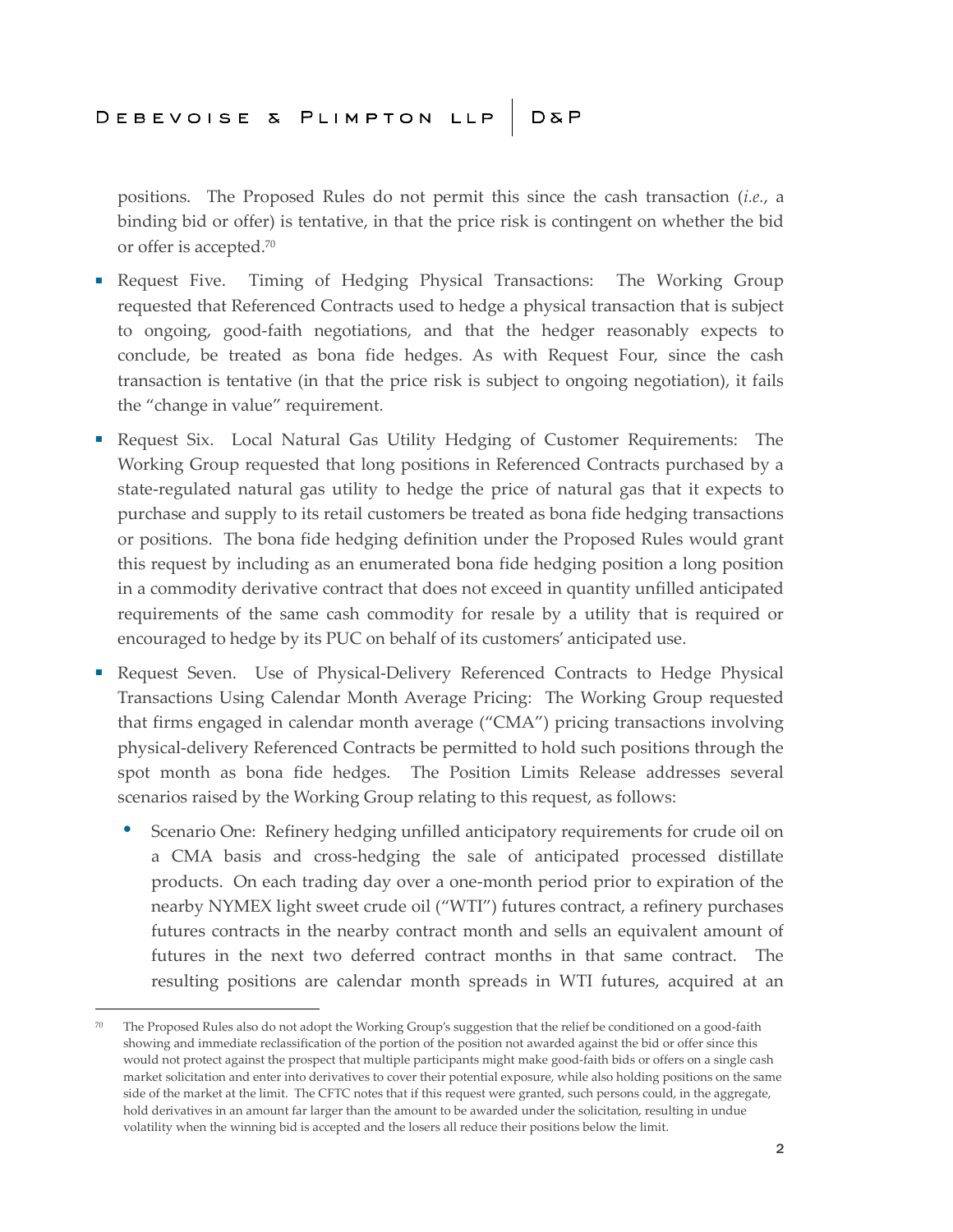positions. The Proposed Rules do not permit this since the cash transaction (*i.e.*, a binding bid or offer) is tentative, in that the price risk is contingent on whether the bid or offer is accepted.[70]

- Request Five. Timing of Hedging Physical Transactions: The Working Group requested that Referenced Contracts used to hedge a physical transaction that is subject to ongoing, good-faith negotiations, and that the hedger reasonably expects to conclude, be treated as bona fide hedges. As with Request Four, since the cash transaction is tentative (in that the price risk is subject to ongoing negotiation), it fails the "change in value" requirement.
- Request Six. Local Natural Gas Utility Hedging of Customer Requirements: The Working Group requested that long positions in Referenced Contracts purchased by a state-regulated natural gas utility to hedge the price of natural gas that it expects to purchase and supply to its retail customers be treated as bona fide hedging transactions or positions. The bona fide hedging definition under the Proposed Rules would grant this request by including as an enumerated bona fide hedging position a long position in a commodity derivative contract that does not exceed in quantity unfilled anticipated requirements of the same cash commodity for resale by a utility that is required or encouraged to hedge by its PUC on behalf of its customers' anticipated use.
- Request Seven. Use of Physical-Delivery Referenced Contracts to Hedge Physical Transactions Using Calendar Month Average Pricing: The Working Group requested that firms engaged in calendar month average ("CMA") pricing transactions involving physical-delivery Referenced Contracts be permitted to hold such positions through the spot month as bona fide hedges. The Position Limits Release addresses several scenarios raised by the Working Group relating to this request, as follows:
  - Scenario One: Refinery hedging unfilled anticipatory requirements for crude oil on a CMA basis and cross-hedging the sale of anticipated processed distillate products. On each trading day over a one-month period prior to expiration of the nearby NYMEX light sweet crude oil ("WTI") futures contract, a refinery purchases futures contracts in the nearby contract month and sells an equivalent amount of futures in the next two deferred contract months in that same contract. The resulting positions are calendar month spreads in WTI futures, acquired at an

[70] The Proposed Rules also do not adopt the Working Group's suggestion that the relief be conditioned on a good-faith showing and immediate reclassification of the portion of the position not awarded against the bid or offer since this would not protect against the prospect that multiple participants might make good-faith bids or offers on a single cash market solicitation and enter into derivatives to cover their potential exposure, while also holding positions on the same side of the market at the limit. The CFTC notes that if this request were granted, such persons could, in the aggregate, hold derivatives in an amount far larger than the amount to be awarded under the solicitation, resulting in undue volatility when the winning bid is accepted and the losers all reduce their positions below the limit.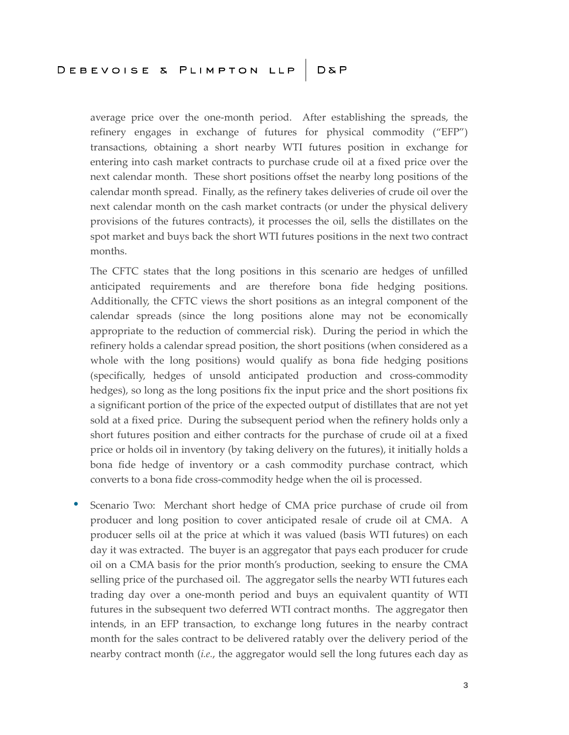average price over the one-month period. After establishing the spreads, the refinery engages in exchange of futures for physical commodity ("EFP") transactions, obtaining a short nearby WTI futures position in exchange for entering into cash market contracts to purchase crude oil at a fixed price over the next calendar month. These short positions offset the nearby long positions of the calendar month spread. Finally, as the refinery takes deliveries of crude oil over the next calendar month on the cash market contracts (or under the physical delivery provisions of the futures contracts), it processes the oil, sells the distillates on the spot market and buys back the short WTI futures positions in the next two contract months.

The CFTC states that the long positions in this scenario are hedges of unfilled anticipated requirements and are therefore bona fide hedging positions. Additionally, the CFTC views the short positions as an integral component of the calendar spreads (since the long positions alone may not be economically appropriate to the reduction of commercial risk). During the period in which the refinery holds a calendar spread position, the short positions (when considered as a whole with the long positions) would qualify as bona fide hedging positions (specifically, hedges of unsold anticipated production and cross-commodity hedges), so long as the long positions fix the input price and the short positions fix a significant portion of the price of the expected output of distillates that are not yet sold at a fixed price. During the subsequent period when the refinery holds only a short futures position and either contracts for the purchase of crude oil at a fixed price or holds oil in inventory (by taking delivery on the futures), it initially holds a bona fide hedge of inventory or a cash commodity purchase contract, which converts to a bona fide cross-commodity hedge when the oil is processed.

- Scenario Two: Merchant short hedge of CMA price purchase of crude oil from producer and long position to cover anticipated resale of crude oil at CMA. A producer sells oil at the price at which it was valued (basis WTI futures) on each day it was extracted. The buyer is an aggregator that pays each producer for crude oil on a CMA basis for the prior month's production, seeking to ensure the CMA selling price of the purchased oil. The aggregator sells the nearby WTI futures each trading day over a one-month period and buys an equivalent quantity of WTI futures in the subsequent two deferred WTI contract months. The aggregator then intends, in an EFP transaction, to exchange long futures in the nearby contract month for the sales contract to be delivered ratably over the delivery period of the nearby contract month (*i.e.*, the aggregator would sell the long futures each day as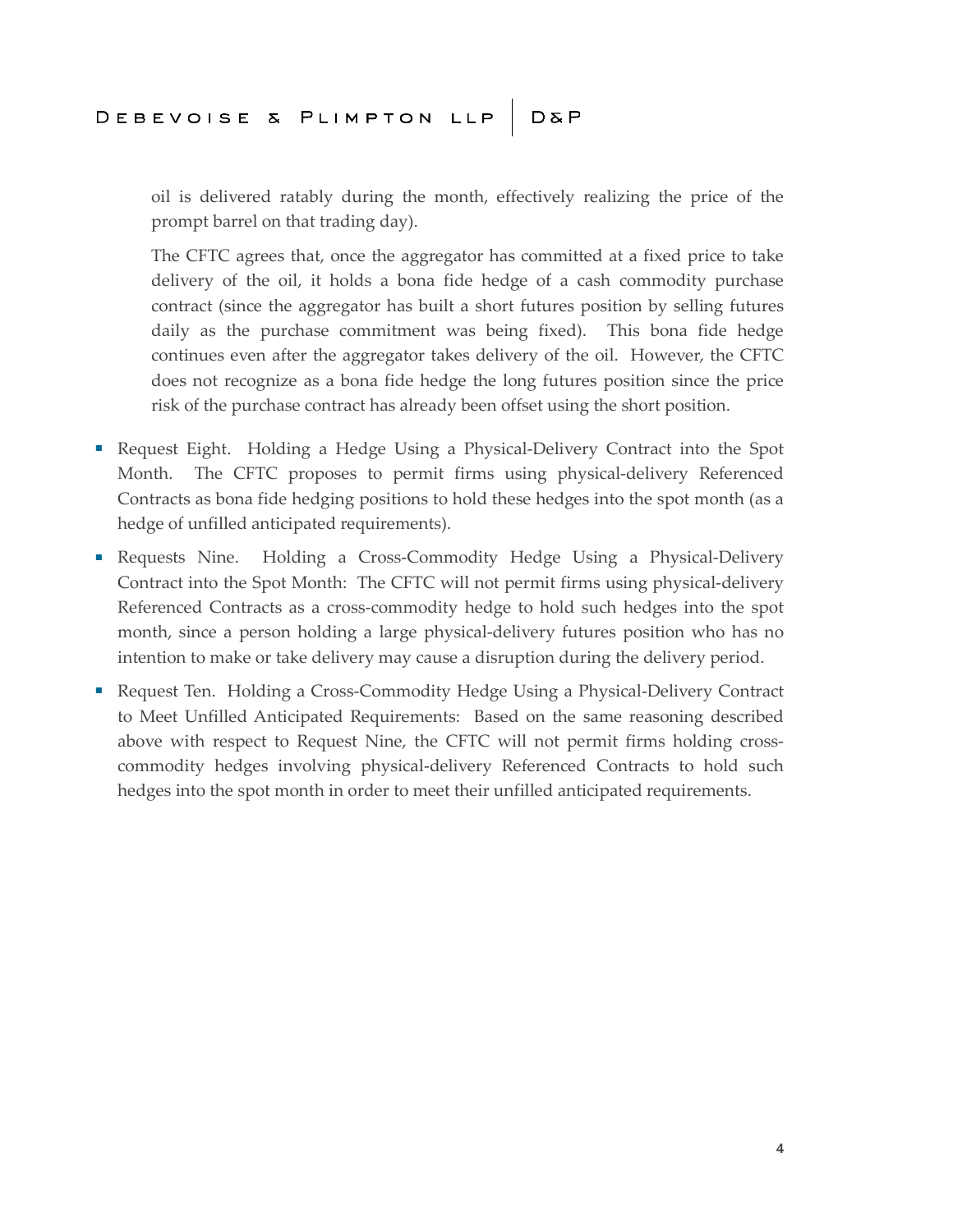oil is delivered ratably during the month, effectively realizing the price of the prompt barrel on that trading day).

The CFTC agrees that, once the aggregator has committed at a fixed price to take delivery of the oil, it holds a bona fide hedge of a cash commodity purchase contract (since the aggregator has built a short futures position by selling futures daily as the purchase commitment was being fixed). This bona fide hedge continues even after the aggregator takes delivery of the oil. However, the CFTC does not recognize as a bona fide hedge the long futures position since the price risk of the purchase contract has already been offset using the short position.

- Request Eight. Holding a Hedge Using a Physical-Delivery Contract into the Spot Month. The CFTC proposes to permit firms using physical-delivery Referenced Contracts as bona fide hedging positions to hold these hedges into the spot month (as a hedge of unfilled anticipated requirements).
- Requests Nine. Holding a Cross-Commodity Hedge Using a Physical-Delivery Contract into the Spot Month: The CFTC will not permit firms using physical-delivery Referenced Contracts as a cross-commodity hedge to hold such hedges into the spot month, since a person holding a large physical-delivery futures position who has no intention to make or take delivery may cause a disruption during the delivery period.
- Request Ten. Holding a Cross-Commodity Hedge Using a Physical-Delivery Contract to Meet Unfilled Anticipated Requirements: Based on the same reasoning described above with respect to Request Nine, the CFTC will not permit firms holding cross-commodity hedges involving physical-delivery Referenced Contracts to hold such hedges into the spot month in order to meet their unfilled anticipated requirements.